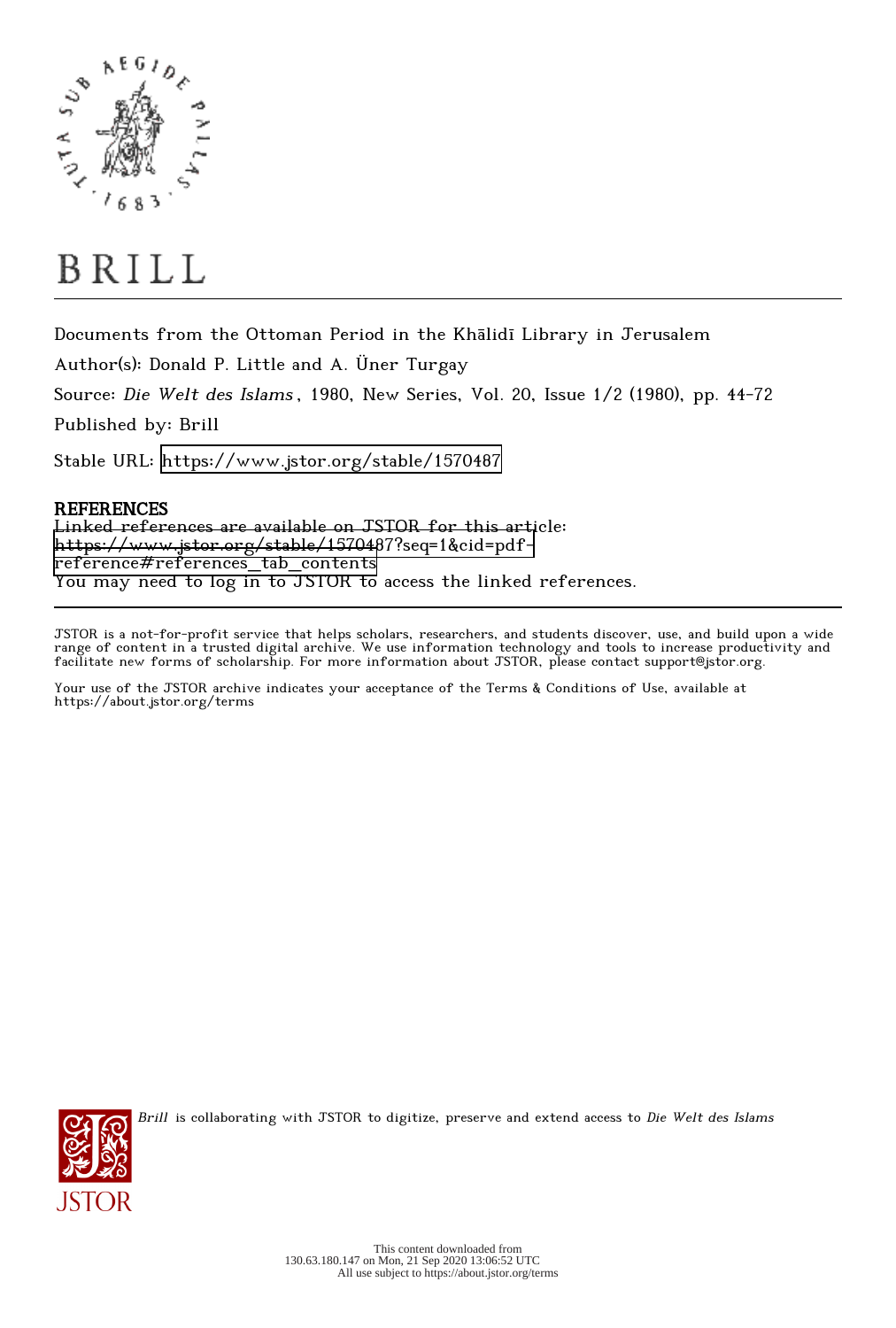BRILL

Documents from the Ottoman Period in the Khālidī Library in Jerusalem

Author(s): Donald P. Little and A. Üner Turgay

Source: *Die Welt des Islams*, 1980, New Series, Vol. 20, Issue 1/2 (1980), pp. 44-72

Published by: Brill

Stable URL: https://www.jstor.org/stable/1570487

**REFERENCES**

Linked references are available on JSTOR for this article:
https://www.jstor.org/stable/1570487?seq=1&cid=pdf-reference#references_tab_contents
You may need to log in to JSTOR to access the linked references.

JSTOR is a not-for-profit service that helps scholars, researchers, and students discover, use, and build upon a wide range of content in a trusted digital archive. We use information technology and tools to increase productivity and facilitate new forms of scholarship. For more information about JSTOR, please contact support@jstor.org.

Your use of the JSTOR archive indicates your acceptance of the Terms & Conditions of Use, available at https://about.jstor.org/terms

*Brill* is collaborating with JSTOR to digitize, preserve and extend access to *Die Welt des Islams*

This content downloaded from 130.63.180.147 on Mon, 21 Sep 2020 13:06:52 UTC
All use subject to https://about.jstor.org/terms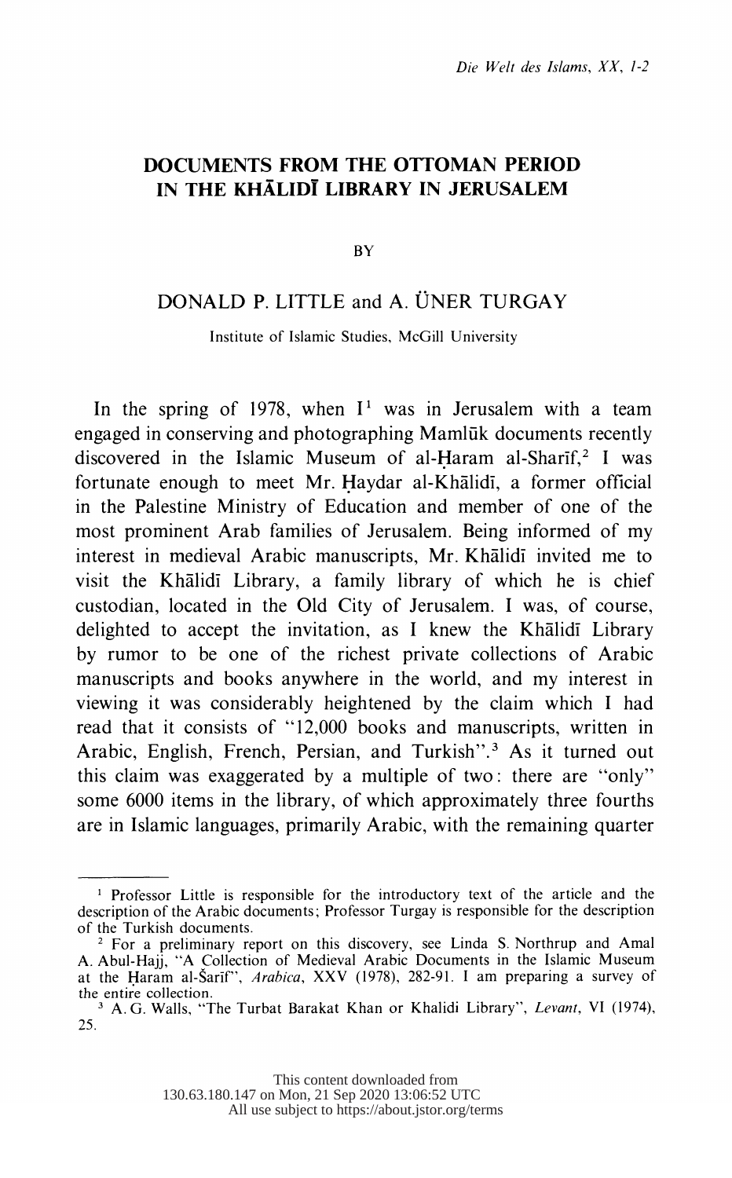# DOCUMENTS FROM THE OTTOMAN PERIOD IN THE KHĀLIDĪ LIBRARY IN JERUSALEM

BY

DONALD P. LITTLE and A. ÜNER TURGAY

Institute of Islamic Studies, McGill University

In the spring of 1978, when I[1] was in Jerusalem with a team engaged in conserving and photographing Mamlūk documents recently discovered in the Islamic Museum of al-Ḥaram al-Sharīf,[2] I was fortunate enough to meet Mr. Ḥaydar al-Khālidī, a former official in the Palestine Ministry of Education and member of one of the most prominent Arab families of Jerusalem. Being informed of my interest in medieval Arabic manuscripts, Mr. Khālidī invited me to visit the Khālidī Library, a family library of which he is chief custodian, located in the Old City of Jerusalem. I was, of course, delighted to accept the invitation, as I knew the Khālidī Library by rumor to be one of the richest private collections of Arabic manuscripts and books anywhere in the world, and my interest in viewing it was considerably heightened by the claim which I had read that it consists of "12,000 books and manuscripts, written in Arabic, English, French, Persian, and Turkish".[3] As it turned out this claim was exaggerated by a multiple of two: there are "only" some 6000 items in the library, of which approximately three fourths are in Islamic languages, primarily Arabic, with the remaining quarter

---

[1] Professor Little is responsible for the introductory text of the article and the description of the Arabic documents; Professor Turgay is responsible for the description of the Turkish documents.

[2] For a preliminary report on this discovery, see Linda S. Northrup and Amal A. Abul-Hajj, "A Collection of Medieval Arabic Documents in the Islamic Museum at the Ḥaram al-Šarīf", *Arabica*, XXV (1978), 282-91. I am preparing a survey of the entire collection.

[3] A. G. Walls, "The Turbat Barakat Khan or Khalidi Library", *Levant*, VI (1974), 25.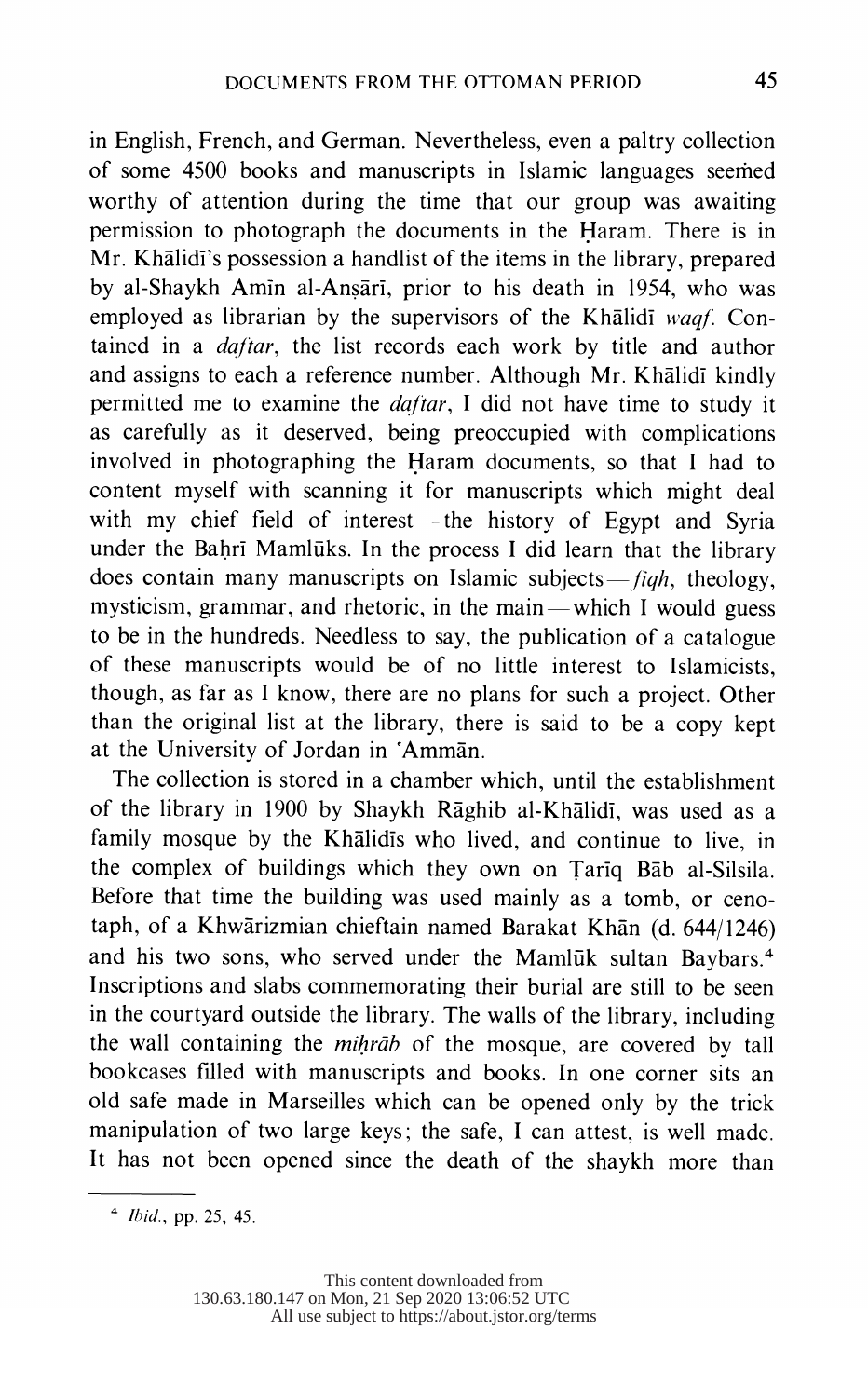in English, French, and German. Nevertheless, even a paltry collection of some 4500 books and manuscripts in Islamic languages seemed worthy of attention during the time that our group was awaiting permission to photograph the documents in the Ḥaram. There is in Mr. Khālidī's possession a handlist of the items in the library, prepared by al-Shaykh Amīn al-Anṣārī, prior to his death in 1954, who was employed as librarian by the supervisors of the Khālidī *waqf*. Contained in a *daftar*, the list records each work by title and author and assigns to each a reference number. Although Mr. Khālidī kindly permitted me to examine the *daftar*, I did not have time to study it as carefully as it deserved, being preoccupied with complications involved in photographing the Ḥaram documents, so that I had to content myself with scanning it for manuscripts which might deal with my chief field of interest — the history of Egypt and Syria under the Baḥrī Mamlūks. In the process I did learn that the library does contain many manuscripts on Islamic subjects — *fiqh*, theology, mysticism, grammar, and rhetoric, in the main — which I would guess to be in the hundreds. Needless to say, the publication of a catalogue of these manuscripts would be of no little interest to Islamicists, though, as far as I know, there are no plans for such a project. Other than the original list at the library, there is said to be a copy kept at the University of Jordan in 'Ammān.

The collection is stored in a chamber which, until the establishment of the library in 1900 by Shaykh Rāghib al-Khālidī, was used as a family mosque by the Khālidīs who lived, and continue to live, in the complex of buildings which they own on Ṭarīq Bāb al-Silsila. Before that time the building was used mainly as a tomb, or cenotaph, of a Khwārizmian chieftain named Barakat Khān (d. 644/1246) and his two sons, who served under the Mamlūk sultan Baybars.[4] Inscriptions and slabs commemorating their burial are still to be seen in the courtyard outside the library. The walls of the library, including the wall containing the *miḥrāb* of the mosque, are covered by tall bookcases filled with manuscripts and books. In one corner sits an old safe made in Marseilles which can be opened only by the trick manipulation of two large keys; the safe, I can attest, is well made. It has not been opened since the death of the shaykh more than

---

[4] *Ibid.*, pp. 25, 45.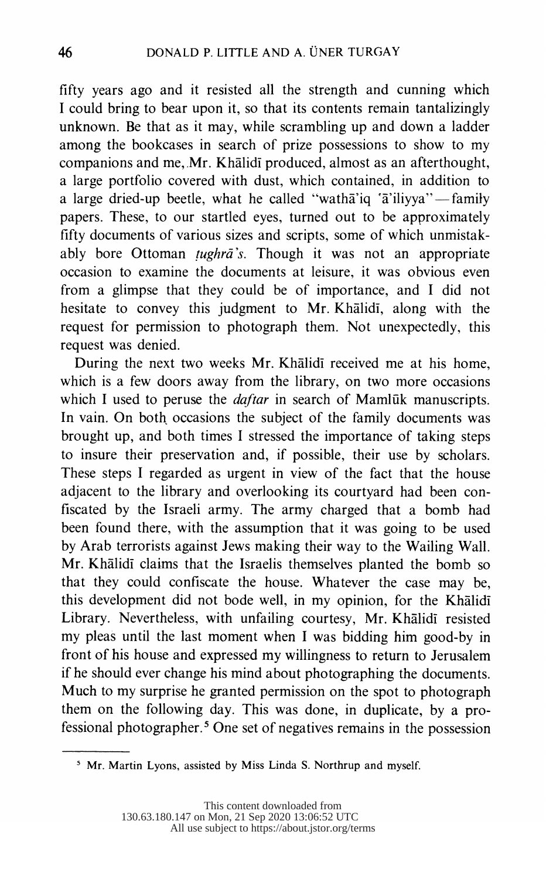fifty years ago and it resisted all the strength and cunning which I could bring to bear upon it, so that its contents remain tantalizingly unknown. Be that as it may, while scrambling up and down a ladder among the bookcases in search of prize possessions to show to my companions and me, Mr. Khālidī produced, almost as an afterthought, a large portfolio covered with dust, which contained, in addition to a large dried-up beetle, what he called "wathā'iq 'ā'iliyya"—family papers. These, to our startled eyes, turned out to be approximately fifty documents of various sizes and scripts, some of which unmistakably bore Ottoman *ṭughrā's*. Though it was not an appropriate occasion to examine the documents at leisure, it was obvious even from a glimpse that they could be of importance, and I did not hesitate to convey this judgment to Mr. Khālidī, along with the request for permission to photograph them. Not unexpectedly, this request was denied.

During the next two weeks Mr. Khālidī received me at his home, which is a few doors away from the library, on two more occasions which I used to peruse the *daftar* in search of Mamlūk manuscripts. In vain. On both occasions the subject of the family documents was brought up, and both times I stressed the importance of taking steps to insure their preservation and, if possible, their use by scholars. These steps I regarded as urgent in view of the fact that the house adjacent to the library and overlooking its courtyard had been confiscated by the Israeli army. The army charged that a bomb had been found there, with the assumption that it was going to be used by Arab terrorists against Jews making their way to the Wailing Wall. Mr. Khālidī claims that the Israelis themselves planted the bomb so that they could confiscate the house. Whatever the case may be, this development did not bode well, in my opinion, for the Khālidī Library. Nevertheless, with unfailing courtesy, Mr. Khālidī resisted my pleas until the last moment when I was bidding him good-by in front of his house and expressed my willingness to return to Jerusalem if he should ever change his mind about photographing the documents. Much to my surprise he granted permission on the spot to photograph them on the following day. This was done, in duplicate, by a professional photographer.[5] One set of negatives remains in the possession

---

[5] Mr. Martin Lyons, assisted by Miss Linda S. Northrup and myself.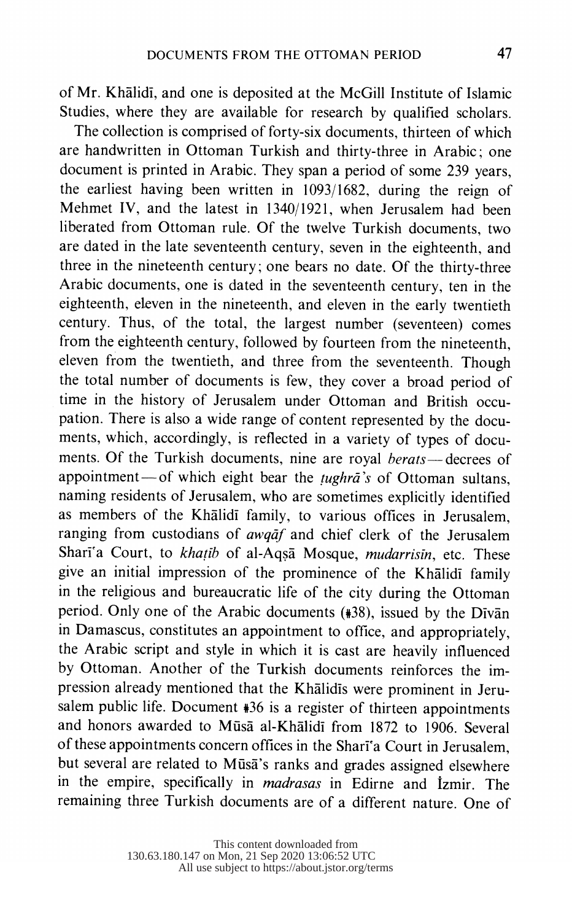of Mr. Khālidī, and one is deposited at the McGill Institute of Islamic Studies, where they are available for research by qualified scholars.

The collection is comprised of forty-six documents, thirteen of which are handwritten in Ottoman Turkish and thirty-three in Arabic; one document is printed in Arabic. They span a period of some 239 years, the earliest having been written in 1093/1682, during the reign of Mehmet IV, and the latest in 1340/1921, when Jerusalem had been liberated from Ottoman rule. Of the twelve Turkish documents, two are dated in the late seventeenth century, seven in the eighteenth, and three in the nineteenth century; one bears no date. Of the thirty-three Arabic documents, one is dated in the seventeenth century, ten in the eighteenth, eleven in the nineteenth, and eleven in the early twentieth century. Thus, of the total, the largest number (seventeen) comes from the eighteenth century, followed by fourteen from the nineteenth, eleven from the twentieth, and three from the seventeenth. Though the total number of documents is few, they cover a broad period of time in the history of Jerusalem under Ottoman and British occupation. There is also a wide range of content represented by the documents, which, accordingly, is reflected in a variety of types of documents. Of the Turkish documents, nine are royal *berats*—decrees of appointment—of which eight bear the *ṭughrā's* of Ottoman sultans, naming residents of Jerusalem, who are sometimes explicitly identified as members of the Khālidī family, to various offices in Jerusalem, ranging from custodians of *awqāf* and chief clerk of the Jerusalem Sharīʿa Court, to *khaṭīb* of al-Aqṣā Mosque, *mudarrisīn*, etc. These give an initial impression of the prominence of the Khālidī family in the religious and bureaucratic life of the city during the Ottoman period. Only one of the Arabic documents (#38), issued by the Dīvān in Damascus, constitutes an appointment to office, and appropriately, the Arabic script and style in which it is cast are heavily influenced by Ottoman. Another of the Turkish documents reinforces the impression already mentioned that the Khālidīs were prominent in Jerusalem public life. Document #36 is a register of thirteen appointments and honors awarded to Mūsā al-Khālidī from 1872 to 1906. Several of these appointments concern offices in the Sharīʿa Court in Jerusalem, but several are related to Mūsā's ranks and grades assigned elsewhere in the empire, specifically in *madrasas* in Edirne and İzmir. The remaining three Turkish documents are of a different nature. One of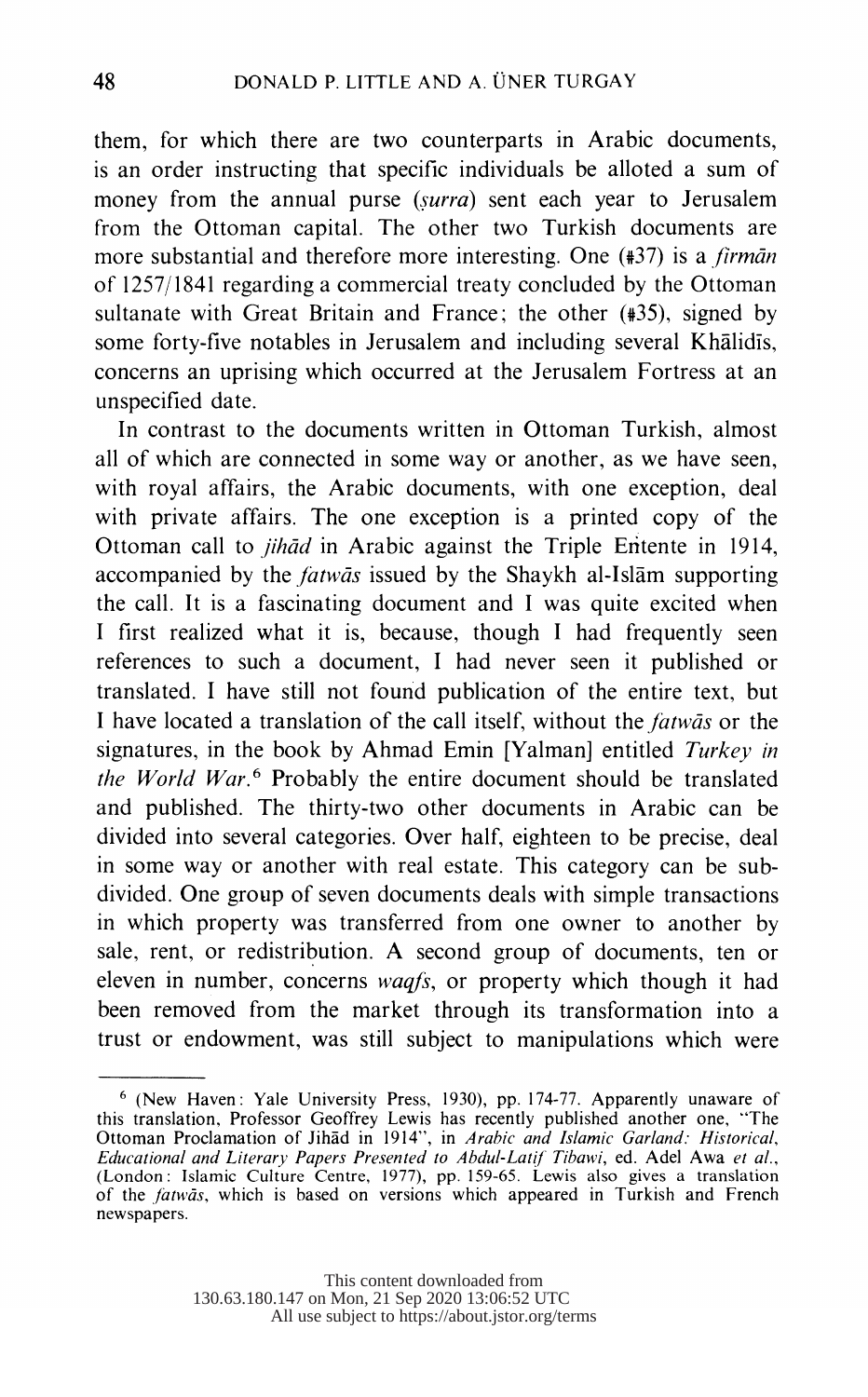them, for which there are two counterparts in Arabic documents, is an order instructing that specific individuals be alloted a sum of money from the annual purse (*ṣurra*) sent each year to Jerusalem from the Ottoman capital. The other two Turkish documents are more substantial and therefore more interesting. One (#37) is a *firmān* of 1257/1841 regarding a commercial treaty concluded by the Ottoman sultanate with Great Britain and France; the other (#35), signed by some forty-five notables in Jerusalem and including several Khālidīs, concerns an uprising which occurred at the Jerusalem Fortress at an unspecified date.

In contrast to the documents written in Ottoman Turkish, almost all of which are connected in some way or another, as we have seen, with royal affairs, the Arabic documents, with one exception, deal with private affairs. The one exception is a printed copy of the Ottoman call to *jihād* in Arabic against the Triple Entente in 1914, accompanied by the *fatwās* issued by the Shaykh al-Islām supporting the call. It is a fascinating document and I was quite excited when I first realized what it is, because, though I had frequently seen references to such a document, I had never seen it published or translated. I have still not found publication of the entire text, but I have located a translation of the call itself, without the *fatwās* or the signatures, in the book by Ahmad Emin [Yalman] entitled *Turkey in the World War*.[6] Probably the entire document should be translated and published. The thirty-two other documents in Arabic can be divided into several categories. Over half, eighteen to be precise, deal in some way or another with real estate. This category can be subdivided. One group of seven documents deals with simple transactions in which property was transferred from one owner to another by sale, rent, or redistribution. A second group of documents, ten or eleven in number, concerns *waqfs*, or property which though it had been removed from the market through its transformation into a trust or endowment, was still subject to manipulations which were

---

[6] (New Haven: Yale University Press, 1930), pp. 174-77. Apparently unaware of this translation, Professor Geoffrey Lewis has recently published another one, "The Ottoman Proclamation of Jihād in 1914", in *Arabic and Islamic Garland: Historical, Educational and Literary Papers Presented to Abdul-Latif Tibawi*, ed. Adel Awa *et al.*, (London: Islamic Culture Centre, 1977), pp. 159-65. Lewis also gives a translation of the *fatwās*, which is based on versions which appeared in Turkish and French newspapers.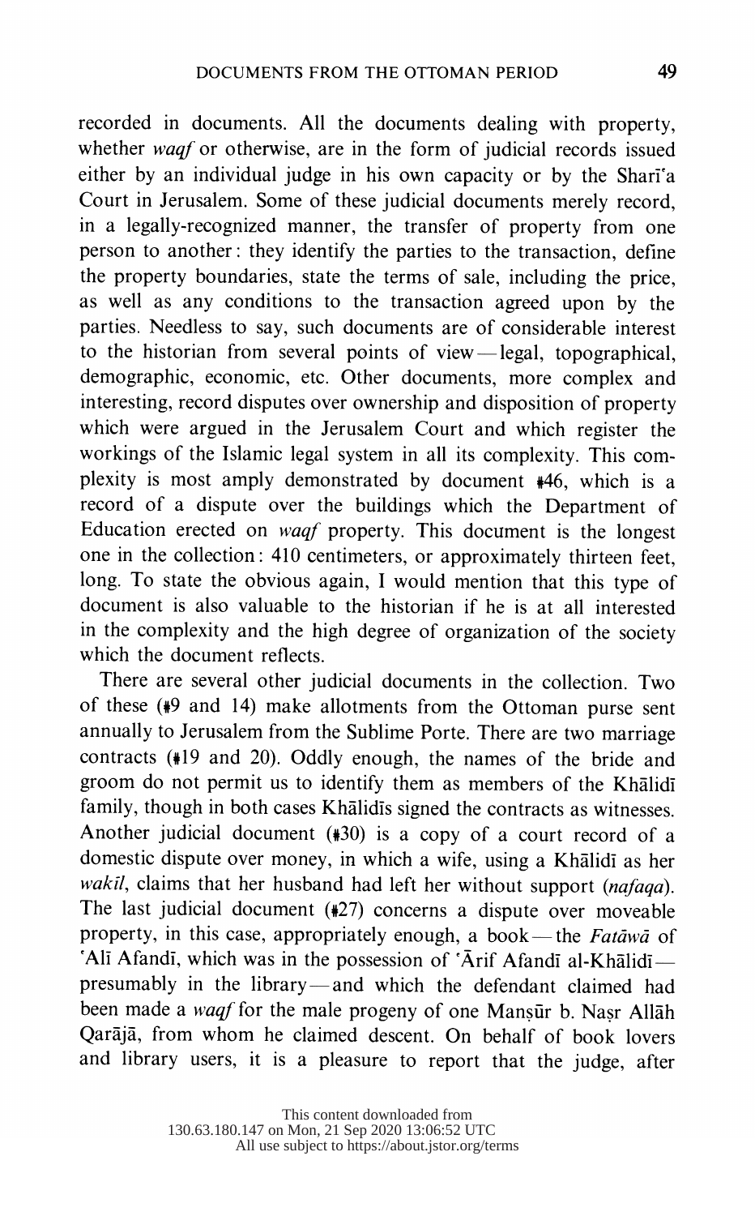recorded in documents. All the documents dealing with property, whether *waqf* or otherwise, are in the form of judicial records issued either by an individual judge in his own capacity or by the Sharī'a Court in Jerusalem. Some of these judicial documents merely record, in a legally-recognized manner, the transfer of property from one person to another: they identify the parties to the transaction, define the property boundaries, state the terms of sale, including the price, as well as any conditions to the transaction agreed upon by the parties. Needless to say, such documents are of considerable interest to the historian from several points of view — legal, topographical, demographic, economic, etc. Other documents, more complex and interesting, record disputes over ownership and disposition of property which were argued in the Jerusalem Court and which register the workings of the Islamic legal system in all its complexity. This complexity is most amply demonstrated by document #46, which is a record of a dispute over the buildings which the Department of Education erected on *waqf* property. This document is the longest one in the collection: 410 centimeters, or approximately thirteen feet, long. To state the obvious again, I would mention that this type of document is also valuable to the historian if he is at all interested in the complexity and the high degree of organization of the society which the document reflects.

There are several other judicial documents in the collection. Two of these (#9 and 14) make allotments from the Ottoman purse sent annually to Jerusalem from the Sublime Porte. There are two marriage contracts (#19 and 20). Oddly enough, the names of the bride and groom do not permit us to identify them as members of the Khālidī family, though in both cases Khālidīs signed the contracts as witnesses. Another judicial document (#30) is a copy of a court record of a domestic dispute over money, in which a wife, using a Khālidī as her *wakīl*, claims that her husband had left her without support (*nafaqa*). The last judicial document (#27) concerns a dispute over moveable property, in this case, appropriately enough, a book — the *Fatāwā* of 'Alī Afandī, which was in the possession of 'Ārif Afandī al-Khālidī — presumably in the library — and which the defendant claimed had been made a *waqf* for the male progeny of one Manṣūr b. Naṣr Allāh Qarājā, from whom he claimed descent. On behalf of book lovers and library users, it is a pleasure to report that the judge, after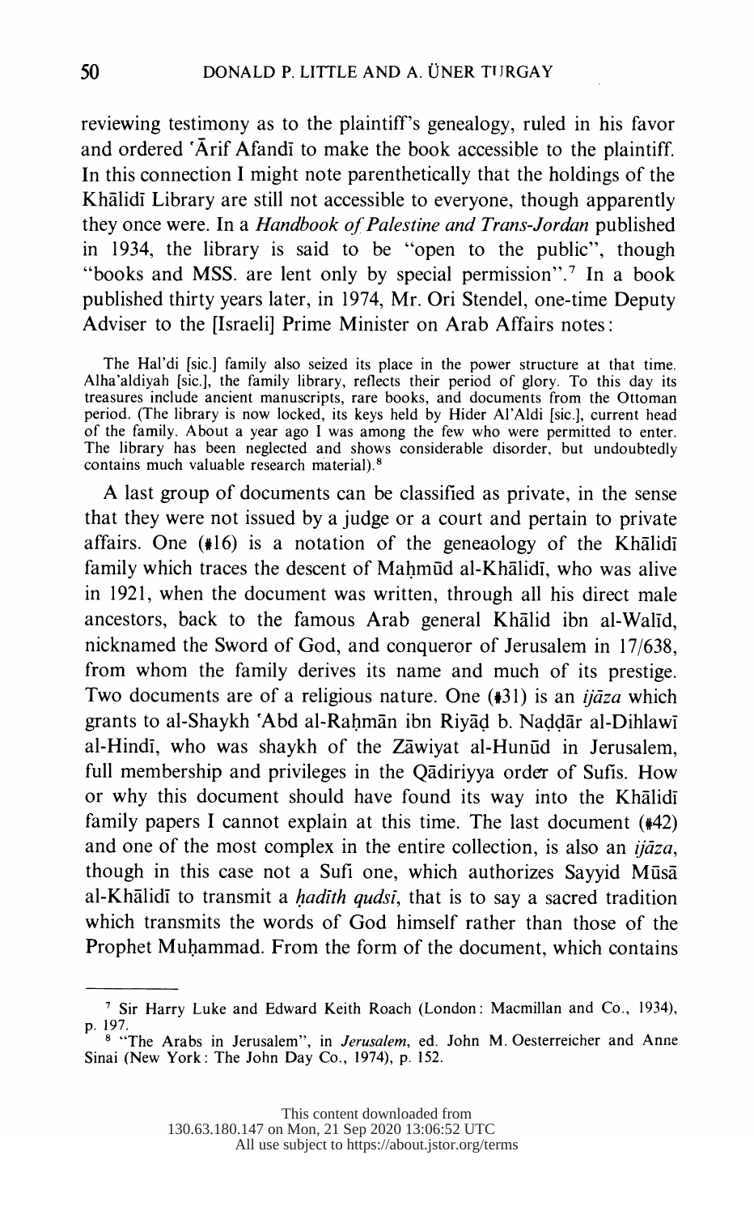reviewing testimony as to the plaintiff's genealogy, ruled in his favor and ordered ʿĀrif Afandī to make the book accessible to the plaintiff. In this connection I might note parenthetically that the holdings of the Khālidī Library are still not accessible to everyone, though apparently they once were. In a *Handbook of Palestine and Trans-Jordan* published in 1934, the library is said to be "open to the public", though "books and MSS. are lent only by special permission".[7] In a book published thirty years later, in 1974, Mr. Ori Stendel, one-time Deputy Adviser to the [Israeli] Prime Minister on Arab Affairs notes:

> The Hal'di [sic.] family also seized its place in the power structure at that time. Alha'aldiyah [sic.], the family library, reflects their period of glory. To this day its treasures include ancient manuscripts, rare books, and documents from the Ottoman period. (The library is now locked, its keys held by Hider Al'Aldi [sic.], current head of the family. About a year ago I was among the few who were permitted to enter. The library has been neglected and shows considerable disorder, but undoubtedly contains much valuable research material).[8]

A last group of documents can be classified as private, in the sense that they were not issued by a judge or a court and pertain to private affairs. One (#16) is a notation of the geneaology of the Khālidī family which traces the descent of Maḥmūd al-Khālidī, who was alive in 1921, when the document was written, through all his direct male ancestors, back to the famous Arab general Khālid ibn al-Walīd, nicknamed the Sword of God, and conqueror of Jerusalem in 17/638, from whom the family derives its name and much of its prestige. Two documents are of a religious nature. One (#31) is an *ijāza* which grants to al-Shaykh ʿAbd al-Raḥmān ibn Riyāḍ b. Naḍḍār al-Dihlawī al-Hindī, who was shaykh of the Zāwiyat al-Hunūd in Jerusalem, full membership and privileges in the Qādiriyya order of Sufis. How or why this document should have found its way into the Khālidī family papers I cannot explain at this time. The last document (#42) and one of the most complex in the entire collection, is also an *ijāza*, though in this case not a Sufi one, which authorizes Sayyid Mūsā al-Khālidī to transmit a *ḥadīth qudsī*, that is to say a sacred tradition which transmits the words of God himself rather than those of the Prophet Muḥammad. From the form of the document, which contains

---

[7] Sir Harry Luke and Edward Keith Roach (London: Macmillan and Co., 1934), p. 197.

[8] "The Arabs in Jerusalem", in *Jerusalem*, ed. John M. Oesterreicher and Anne Sinai (New York: The John Day Co., 1974), p. 152.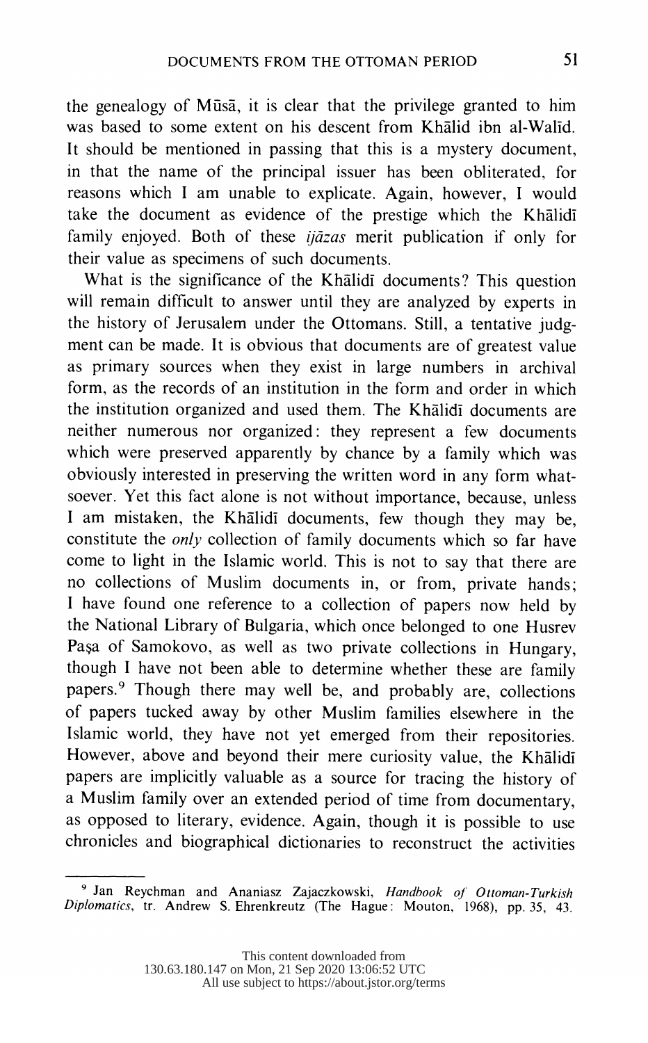the genealogy of Mūsā, it is clear that the privilege granted to him was based to some extent on his descent from Khālid ibn al-Walīd. It should be mentioned in passing that this is a mystery document, in that the name of the principal issuer has been obliterated, for reasons which I am unable to explicate. Again, however, I would take the document as evidence of the prestige which the Khālidī family enjoyed. Both of these *ijāzas* merit publication if only for their value as specimens of such documents.

What is the significance of the Khālidī documents? This question will remain difficult to answer until they are analyzed by experts in the history of Jerusalem under the Ottomans. Still, a tentative judgment can be made. It is obvious that documents are of greatest value as primary sources when they exist in large numbers in archival form, as the records of an institution in the form and order in which the institution organized and used them. The Khālidī documents are neither numerous nor organized: they represent a few documents which were preserved apparently by chance by a family which was obviously interested in preserving the written word in any form whatsoever. Yet this fact alone is not without importance, because, unless I am mistaken, the Khālidī documents, few though they may be, constitute the *only* collection of family documents which so far have come to light in the Islamic world. This is not to say that there are no collections of Muslim documents in, or from, private hands; I have found one reference to a collection of papers now held by the National Library of Bulgaria, which once belonged to one Husrev Paşa of Samokovo, as well as two private collections in Hungary, though I have not been able to determine whether these are family papers.[9] Though there may well be, and probably are, collections of papers tucked away by other Muslim families elsewhere in the Islamic world, they have not yet emerged from their repositories. However, above and beyond their mere curiosity value, the Khālidī papers are implicitly valuable as a source for tracing the history of a Muslim family over an extended period of time from documentary, as opposed to literary, evidence. Again, though it is possible to use chronicles and biographical dictionaries to reconstruct the activities

[9] Jan Reychman and Ananiasz Zajaczkowski, *Handbook of Ottoman-Turkish Diplomatics*, tr. Andrew S. Ehrenkreutz (The Hague: Mouton, 1968), pp. 35, 43.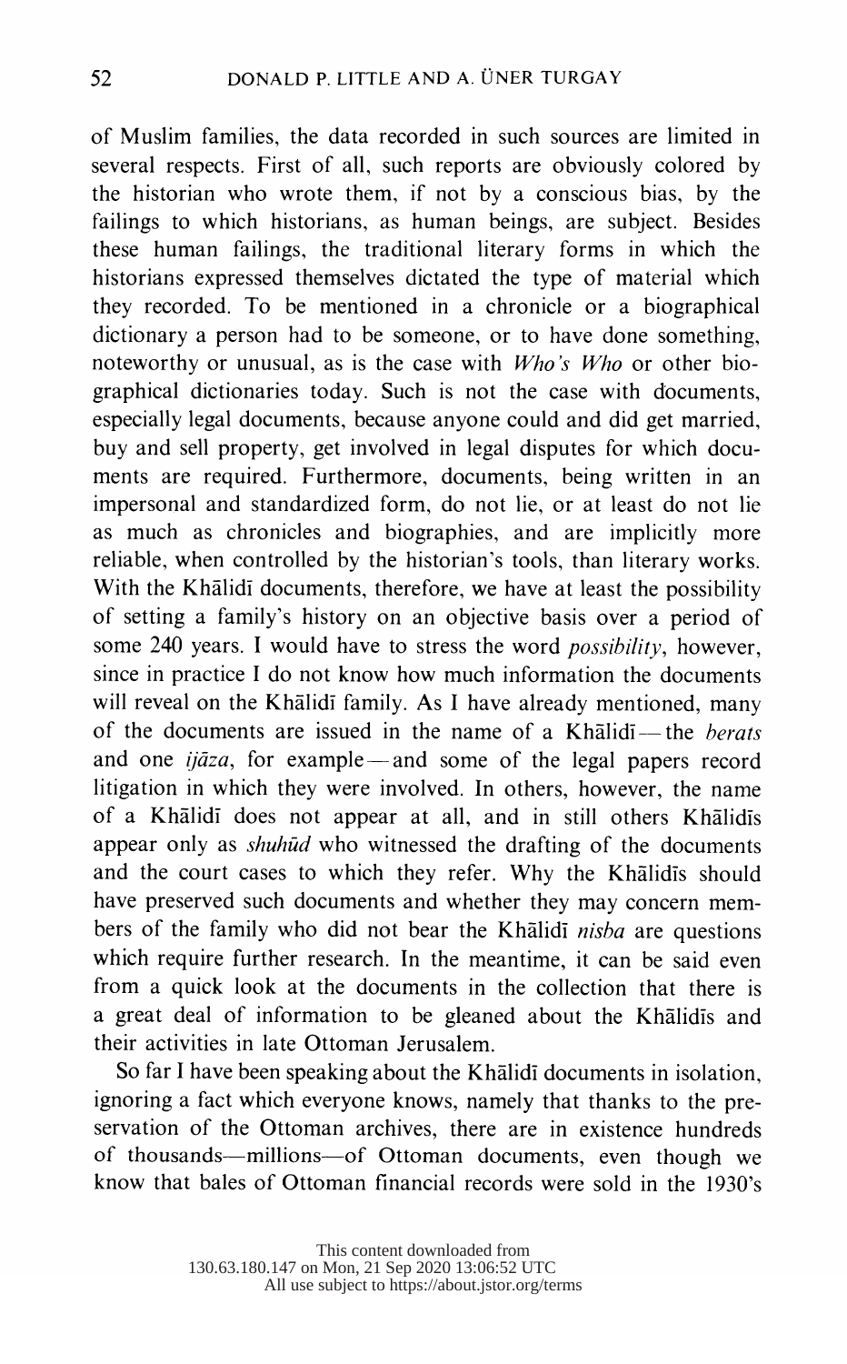of Muslim families, the data recorded in such sources are limited in several respects. First of all, such reports are obviously colored by the historian who wrote them, if not by a conscious bias, by the failings to which historians, as human beings, are subject. Besides these human failings, the traditional literary forms in which the historians expressed themselves dictated the type of material which they recorded. To be mentioned in a chronicle or a biographical dictionary a person had to be someone, or to have done something, noteworthy or unusual, as is the case with *Who's Who* or other biographical dictionaries today. Such is not the case with documents, especially legal documents, because anyone could and did get married, buy and sell property, get involved in legal disputes for which documents are required. Furthermore, documents, being written in an impersonal and standardized form, do not lie, or at least do not lie as much as chronicles and biographies, and are implicitly more reliable, when controlled by the historian's tools, than literary works. With the Khālidī documents, therefore, we have at least the possibility of setting a family's history on an objective basis over a period of some 240 years. I would have to stress the word *possibility*, however, since in practice I do not know how much information the documents will reveal on the Khālidī family. As I have already mentioned, many of the documents are issued in the name of a Khālidī—the *berats* and one *ijāza*, for example—and some of the legal papers record litigation in which they were involved. In others, however, the name of a Khālidī does not appear at all, and in still others Khālidīs appear only as *shuhūd* who witnessed the drafting of the documents and the court cases to which they refer. Why the Khālidīs should have preserved such documents and whether they may concern members of the family who did not bear the Khālidī *nisba* are questions which require further research. In the meantime, it can be said even from a quick look at the documents in the collection that there is a great deal of information to be gleaned about the Khālidīs and their activities in late Ottoman Jerusalem.

So far I have been speaking about the Khālidī documents in isolation, ignoring a fact which everyone knows, namely that thanks to the preservation of the Ottoman archives, there are in existence hundreds of thousands—millions—of Ottoman documents, even though we know that bales of Ottoman financial records were sold in the 1930's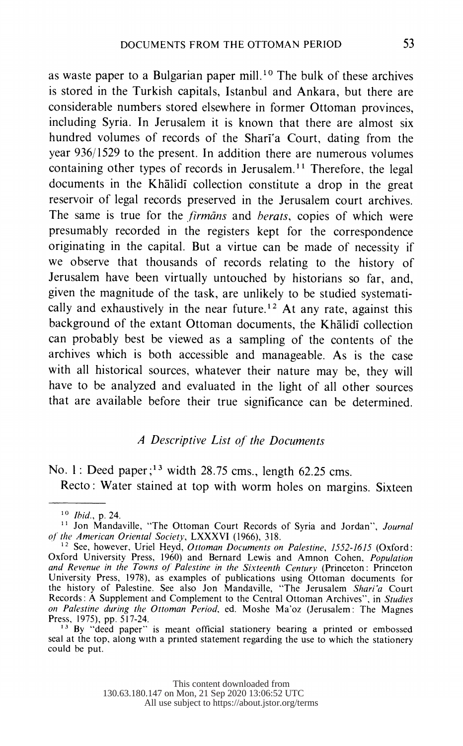as waste paper to a Bulgarian paper mill.[10] The bulk of these archives is stored in the Turkish capitals, Istanbul and Ankara, but there are considerable numbers stored elsewhere in former Ottoman provinces, including Syria. In Jerusalem it is known that there are almost six hundred volumes of records of the Sharīʿa Court, dating from the year 936/1529 to the present. In addition there are numerous volumes containing other types of records in Jerusalem.[11] Therefore, the legal documents in the Khālidī collection constitute a drop in the great reservoir of legal records preserved in the Jerusalem court archives. The same is true for the *firmāns* and *berats*, copies of which were presumably recorded in the registers kept for the correspondence originating in the capital. But a virtue can be made of necessity if we observe that thousands of records relating to the history of Jerusalem have been virtually untouched by historians so far, and, given the magnitude of the task, are unlikely to be studied systematically and exhaustively in the near future.[12] At any rate, against this background of the extant Ottoman documents, the Khālidī collection can probably best be viewed as a sampling of the contents of the archives which is both accessible and manageable. As is the case with all historical sources, whatever their nature may be, they will have to be analyzed and evaluated in the light of all other sources that are available before their true significance can be determined.

### *A Descriptive List of the Documents*

No. 1: Deed paper;[13] width 28.75 cms., length 62.25 cms.

Recto: Water stained at top with worm holes on margins. Sixteen

---

[10] *Ibid.*, p. 24.

[11] Jon Mandaville, "The Ottoman Court Records of Syria and Jordan", *Journal of the American Oriental Society*, LXXXVI (1966), 318.

[12] See, however, Uriel Heyd, *Ottoman Documents on Palestine, 1552-1615* (Oxford: Oxford University Press, 1960) and Bernard Lewis and Amnon Cohen, *Population and Revenue in the Towns of Palestine in the Sixteenth Century* (Princeton: Princeton University Press, 1978), as examples of publications using Ottoman documents for the history of Palestine. See also Jon Mandaville, "The Jerusalem *Shari'a* Court Records: A Supplement and Complement to the Central Ottoman Archives", in *Studies on Palestine during the Ottoman Period*, ed. Moshe Ma'oz (Jerusalem: The Magnes Press, 1975), pp. 517-24.

[13] By "deed paper" is meant official stationery bearing a printed or embossed seal at the top, along with a printed statement regarding the use to which the stationery could be put.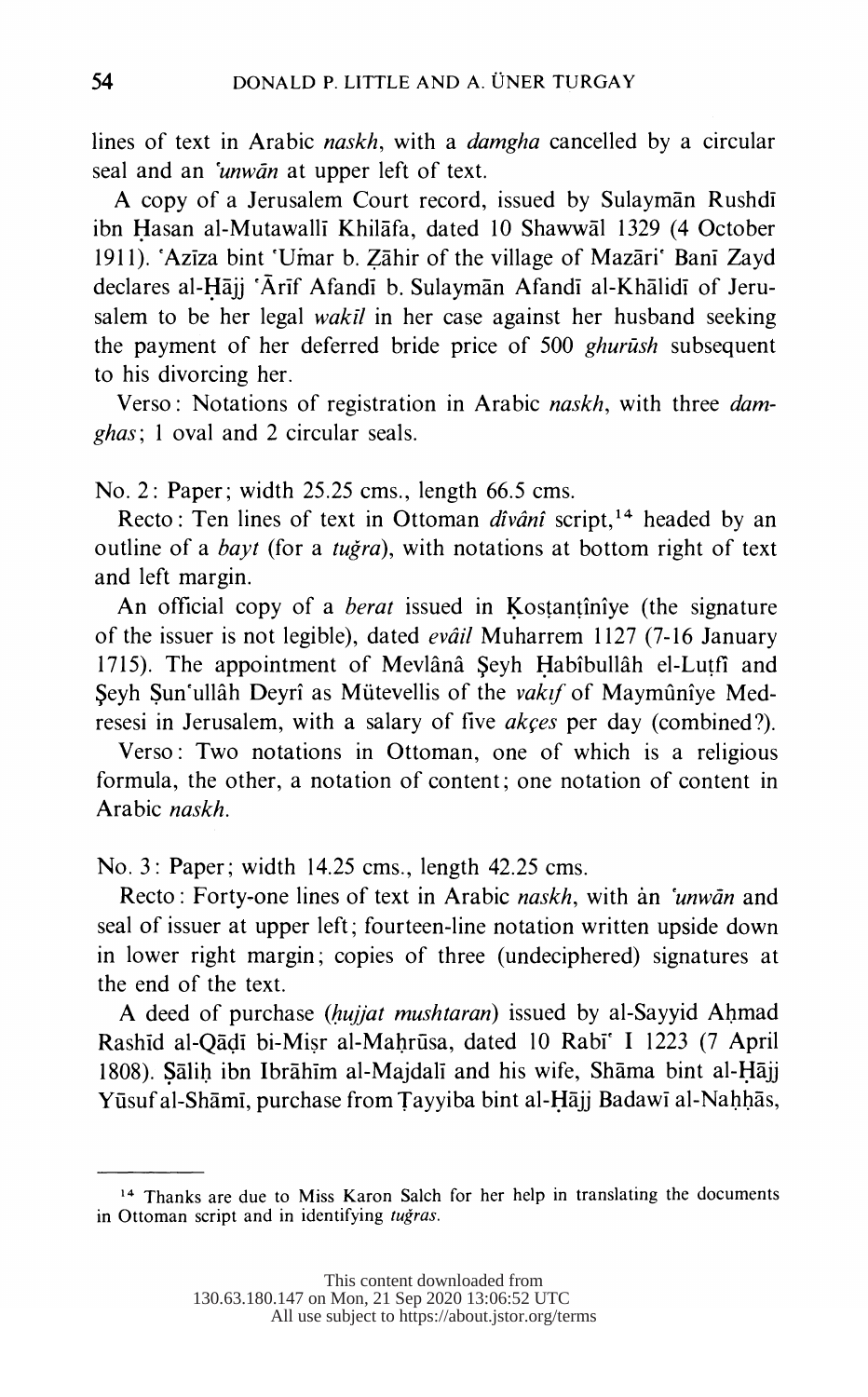lines of text in Arabic *naskh*, with a *damgha* cancelled by a circular seal and an *'unwān* at upper left of text.

A copy of a Jerusalem Court record, issued by Sulaymān Rushdī ibn Ḥasan al-Mutawallī Khilāfa, dated 10 Shawwāl 1329 (4 October 1911). 'Azīza bint 'Umar b. Ẓāhir of the village of Mazāri' Banī Zayd declares al-Ḥājj 'Ārif Afandī b. Sulaymān Afandī al-Khālidī of Jerusalem to be her legal *wakīl* in her case against her husband seeking the payment of her deferred bride price of 500 *ghurūsh* subsequent to his divorcing her.

Verso: Notations of registration in Arabic *naskh*, with three *damghas*; 1 oval and 2 circular seals.

No. 2: Paper; width 25.25 cms., length 66.5 cms.

Recto: Ten lines of text in Ottoman *dîvânî* script,[14] headed by an outline of a *bayt* (for a *tuğra*), with notations at bottom right of text and left margin.

An official copy of a *berat* issued in Ḳosṭanṭînîye (the signature of the issuer is not legible), dated *evâil* Muharrem 1127 (7-16 January 1715). The appointment of Mevlânâ Şeyh Ḥabîbullâh el-Luṭfî and Şeyh Ṣun'ullâh Deyrî as Mütevellis of the *vakıf* of Maymûnîye Medresesi in Jerusalem, with a salary of five *akçes* per day (combined?).

Verso: Two notations in Ottoman, one of which is a religious formula, the other, a notation of content; one notation of content in Arabic *naskh*.

No. 3: Paper; width 14.25 cms., length 42.25 cms.

Recto: Forty-one lines of text in Arabic *naskh*, with an *'unwān* and seal of issuer at upper left; fourteen-line notation written upside down in lower right margin; copies of three (undeciphered) signatures at the end of the text.

A deed of purchase (*ḥujjat mushtaran*) issued by al-Sayyid Aḥmad Rashīd al-Qāḍī bi-Miṣr al-Maḥrūsa, dated 10 Rabī' I 1223 (7 April 1808). Ṣāliḥ ibn Ibrāhīm al-Majdalī and his wife, Shāma bint al-Ḥājj Yūsuf al-Shāmī, purchase from Ṭayyiba bint al-Ḥājj Badawī al-Naḥḥās,

[14] Thanks are due to Miss Karon Salch for her help in translating the documents in Ottoman script and in identifying *tuğras*.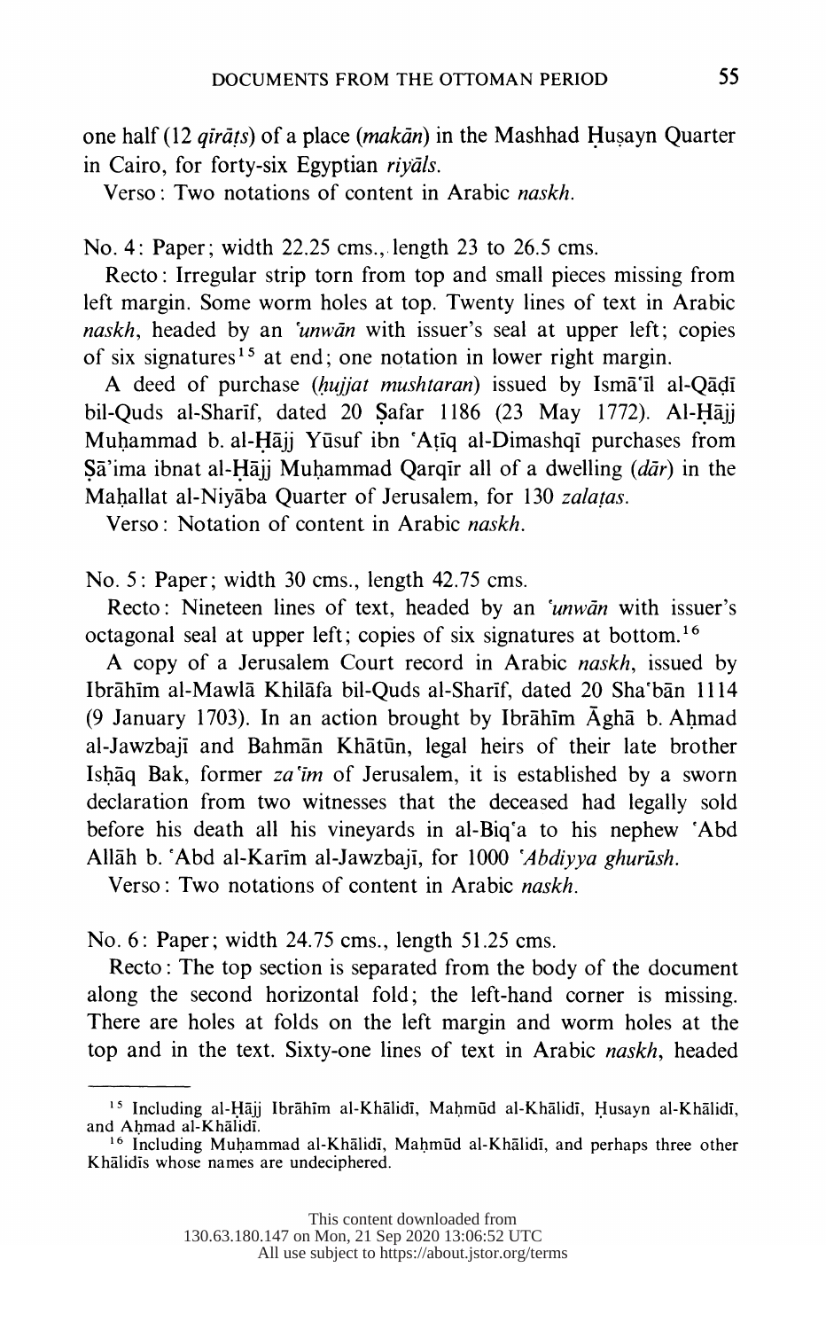one half (12 *qīrāṭs*) of a place (*makān*) in the Mashhad Ḥuṣayn Quarter in Cairo, for forty-six Egyptian *riyāls*.

Verso: Two notations of content in Arabic *naskh*.

No. 4: Paper; width 22.25 cms., length 23 to 26.5 cms.

Recto: Irregular strip torn from top and small pieces missing from left margin. Some worm holes at top. Twenty lines of text in Arabic *naskh*, headed by an *'unwān* with issuer's seal at upper left; copies of six signatures[15] at end; one notation in lower right margin.

A deed of purchase (*ḥujjat mushtaran*) issued by Ismā'īl al-Qāḍī bil-Quds al-Sharīf, dated 20 Ṣafar 1186 (23 May 1772). Al-Ḥājj Muḥammad b. al-Ḥājj Yūsuf ibn 'Aṭīq al-Dimashqī purchases from Ṣā'ima ibnat al-Ḥājj Muḥammad Qarqīr all of a dwelling (*dār*) in the Maḥallat al-Niyāba Quarter of Jerusalem, for 130 *zalaṭas*.

Verso: Notation of content in Arabic *naskh*.

No. 5: Paper; width 30 cms., length 42.75 cms.

Recto: Nineteen lines of text, headed by an *'unwān* with issuer's octagonal seal at upper left; copies of six signatures at bottom.[16]

A copy of a Jerusalem Court record in Arabic *naskh*, issued by Ibrāhīm al-Mawlā Khilāfa bil-Quds al-Sharīf, dated 20 Sha'bān 1114 (9 January 1703). In an action brought by Ibrāhīm Āghā b. Aḥmad al-Jawzbajī and Bahmān Khātūn, legal heirs of their late brother Isḥāq Bak, former *za'īm* of Jerusalem, it is established by a sworn declaration from two witnesses that the deceased had legally sold before his death all his vineyards in al-Biq'a to his nephew 'Abd Allāh b. 'Abd al-Karīm al-Jawzbajī, for 1000 *'Abdiyya ghurūsh*.

Verso: Two notations of content in Arabic *naskh*.

No. 6: Paper; width 24.75 cms., length 51.25 cms.

Recto: The top section is separated from the body of the document along the second horizontal fold; the left-hand corner is missing. There are holes at folds on the left margin and worm holes at the top and in the text. Sixty-one lines of text in Arabic *naskh*, headed

---

[15] Including al-Ḥājj Ibrāhīm al-Khālidī, Maḥmūd al-Khālidī, Ḥusayn al-Khālidī, and Aḥmad al-Khālidī.

[16] Including Muḥammad al-Khālidī, Maḥmūd al-Khālidī, and perhaps three other Khālidīs whose names are undeciphered.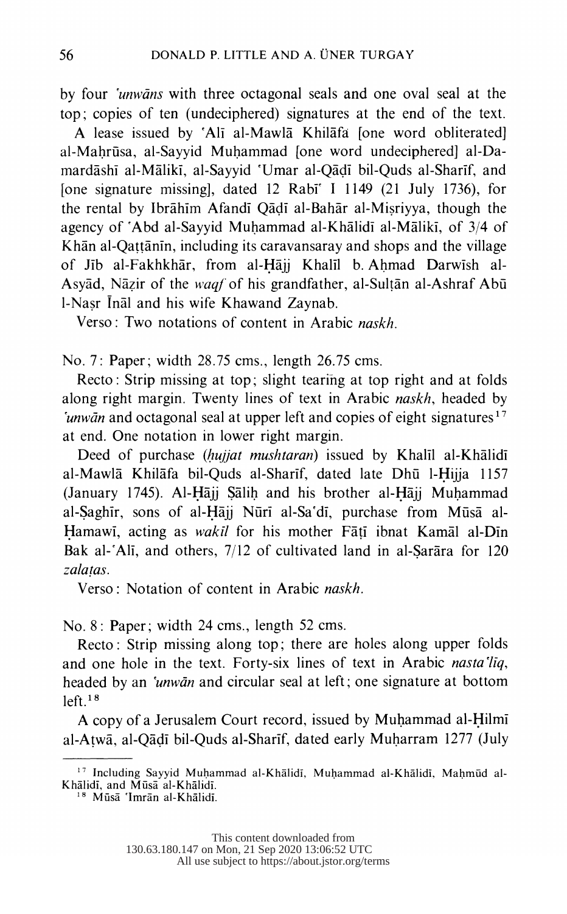by four *'unwāns* with three octagonal seals and one oval seal at the top; copies of ten (undeciphered) signatures at the end of the text.

A lease issued by 'Alī al-Mawlā Khilāfa [one word obliterated] al-Maḥrūsa, al-Sayyid Muḥammad [one word undeciphered] al-Damardāshī al-Mālikī, al-Sayyid 'Umar al-Qāḍī bil-Quds al-Sharīf, and [one signature missing], dated 12 Rabī' I 1149 (21 July 1736), for the rental by Ibrāhīm Afandī Qāḍī al-Bahār al-Miṣriyya, though the agency of 'Abd al-Sayyid Muḥammad al-Khālidī al-Mālikī, of 3/4 of Khān al-Qaṭṭānīn, including its caravansaray and shops and the village of Jīb al-Fakhkhār, from al-Ḥājj Khalīl b. Aḥmad Darwīsh al-Asyād, Nāẓir of the *waqf* of his grandfather, al-Sulṭān al-Ashraf Abū l-Naṣr Īnāl and his wife Khawand Zaynab.

Verso: Two notations of content in Arabic *naskh*.

No. 7: Paper; width 28.75 cms., length 26.75 cms.

Recto: Strip missing at top; slight tearing at top right and at folds along right margin. Twenty lines of text in Arabic *naskh*, headed by *'unwān* and octagonal seal at upper left and copies of eight signatures[17] at end. One notation in lower right margin.

Deed of purchase (*ḥujjat mushtaran*) issued by Khalīl al-Khālidī al-Mawlā Khilāfa bil-Quds al-Sharīf, dated late Dhū l-Ḥijja 1157 (January 1745). Al-Ḥājj Ṣāliḥ and his brother al-Ḥājj Muḥammad al-Ṣaghīr, sons of al-Ḥājj Nūrī al-Sa'dī, purchase from Mūsā al-Ḥamawī, acting as *wakīl* for his mother Fāṭī ibnat Kamāl al-Dīn Bak al-'Alī, and others, 7/12 of cultivated land in al-Ṣarāra for 120 *zalaṭas*.

Verso: Notation of content in Arabic *naskh*.

No. 8: Paper; width 24 cms., length 52 cms.

Recto: Strip missing along top; there are holes along upper folds and one hole in the text. Forty-six lines of text in Arabic *nasta'līq*, headed by an *'unwān* and circular seal at left; one signature at bottom left.[18]

A copy of a Jerusalem Court record, issued by Muḥammad al-Ḥilmī al-Aṭwā, al-Qāḍī bil-Quds al-Sharīf, dated early Muḥarram 1277 (July

---

[17] Including Sayyid Muḥammad al-Khālidī, Muḥammad al-Khālidī, Maḥmūd al-Khālidī, and Mūsā al-Khālidī.

[18] Mūsā 'Imrān al-Khālidī.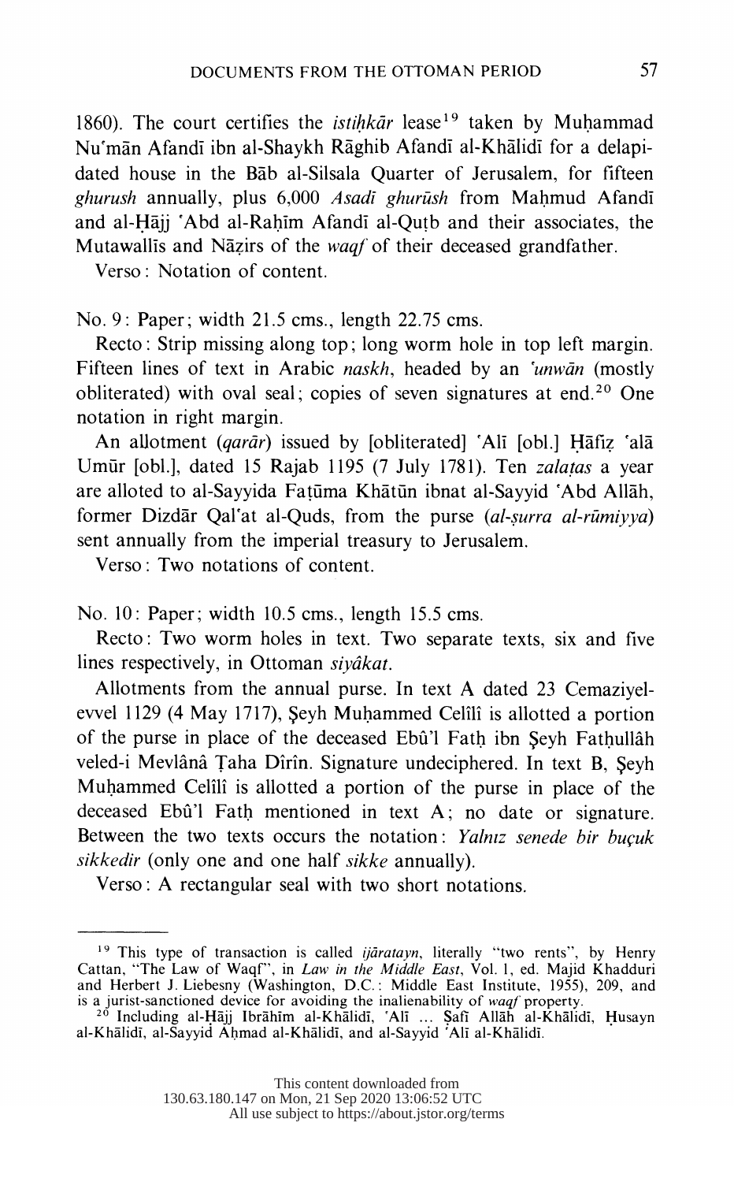1860). The court certifies the *istiḥkār* lease[19] taken by Muḥammad Nu'mān Afandī ibn al-Shaykh Rāghib Afandī al-Khālidī for a delapidated house in the Bāb al-Silsala Quarter of Jerusalem, for fifteen *ghurush* annually, plus 6,000 *Asadī ghurūsh* from Maḥmud Afandī and al-Ḥājj 'Abd al-Raḥīm Afandī al-Quṭb and their associates, the Mutawallīs and Nāẓirs of the *waqf* of their deceased grandfather.

Verso: Notation of content.

No. 9: Paper; width 21.5 cms., length 22.75 cms.

Recto: Strip missing along top; long worm hole in top left margin. Fifteen lines of text in Arabic *naskh*, headed by an *'unwān* (mostly obliterated) with oval seal; copies of seven signatures at end.[20] One notation in right margin.

An allotment (*qarār*) issued by [obliterated] 'Alī [obl.] Ḥāfiẓ 'alā Umūr [obl.], dated 15 Rajab 1195 (7 July 1781). Ten *zalaṭas* a year are alloted to al-Sayyida Faṭūma Khātūn ibnat al-Sayyid 'Abd Allāh, former Dizdār Qal'at al-Quds, from the purse (*al-ṣurra al-rūmiyya*) sent annually from the imperial treasury to Jerusalem.

Verso: Two notations of content.

No. 10: Paper; width 10.5 cms., length 15.5 cms.

Recto: Two worm holes in text. Two separate texts, six and five lines respectively, in Ottoman *siyâkat*.

Allotments from the annual purse. In text A dated 23 Cemaziyelevvel 1129 (4 May 1717), Şeyh Muḥammed Celîlî is allotted a portion of the purse in place of the deceased Ebû'l Fatḥ ibn Şeyh Fatḥullâh veled-i Mevlânâ Ṭaha Dîrîn. Signature undeciphered. In text B, Şeyh Muḥammed Celîlî is allotted a portion of the purse in place of the deceased Ebû'l Fatḥ mentioned in text A; no date or signature. Between the two texts occurs the notation: *Yalnız senede bir buçuk sikkedir* (only one and one half *sikke* annually).

Verso: A rectangular seal with two short notations.

---

[19] This type of transaction is called *ijāratayn*, literally "two rents", by Henry Cattan, "The Law of Waqf", in *Law in the Middle East*, Vol. 1, ed. Majid Khadduri and Herbert J. Liebesny (Washington, D.C.: Middle East Institute, 1955), 209, and is a jurist-sanctioned device for avoiding the inalienability of *waqf* property.

[20] Including al-Ḥājj Ibrāhīm al-Khālidī, 'Alī ... Ṣafī Allāh al-Khālidī, Ḥusayn al-Khālidī, al-Sayyid Aḥmad al-Khālidī, and al-Sayyid 'Alī al-Khālidī.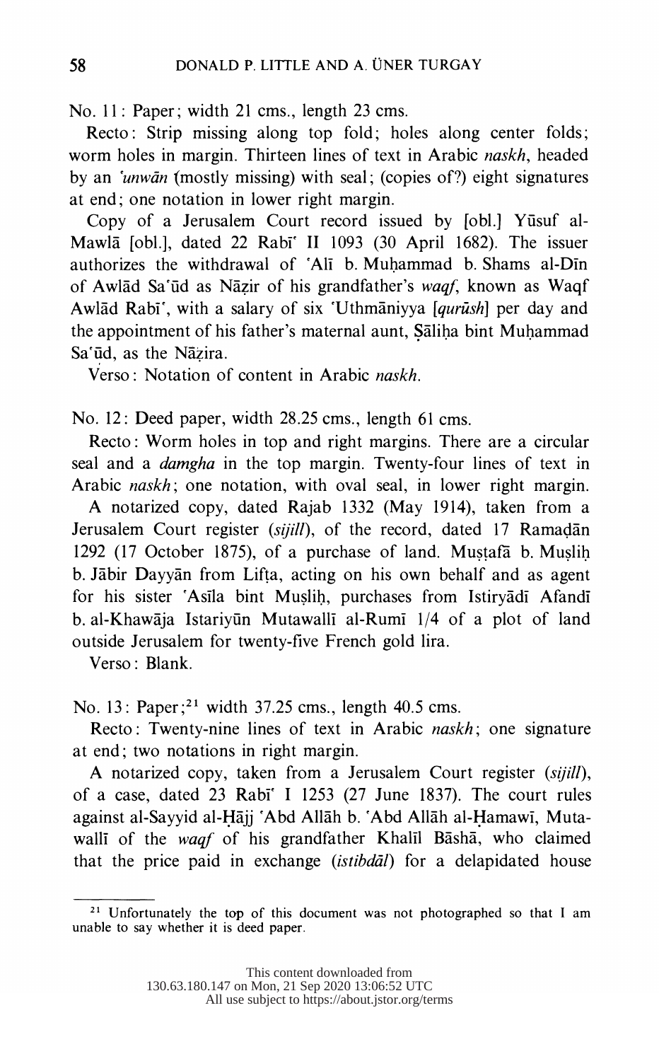No. 11: Paper; width 21 cms., length 23 cms.

Recto: Strip missing along top fold; holes along center folds; worm holes in margin. Thirteen lines of text in Arabic *naskh*, headed by an *'unwān* (mostly missing) with seal; (copies of?) eight signatures at end; one notation in lower right margin.

Copy of a Jerusalem Court record issued by [obl.] Yūsuf al-Mawlā [obl.], dated 22 Rabī' II 1093 (30 April 1682). The issuer authorizes the withdrawal of 'Alī b. Muḥammad b. Shams al-Dīn of Awlād Sa'ūd as Nāẓir of his grandfather's *waqf*, known as Waqf Awlād Rabī', with a salary of six 'Uthmāniyya [*qurūsh*] per day and the appointment of his father's maternal aunt, Ṣāliḥa bint Muḥammad Sa'ūd, as the Nāẓira.

Verso: Notation of content in Arabic *naskh*.

No. 12: Deed paper, width 28.25 cms., length 61 cms.

Recto: Worm holes in top and right margins. There are a circular seal and a *damgha* in the top margin. Twenty-four lines of text in Arabic *naskh*; one notation, with oval seal, in lower right margin.

A notarized copy, dated Rajab 1332 (May 1914), taken from a Jerusalem Court register (*sijill*), of the record, dated 17 Ramaḍān 1292 (17 October 1875), of a purchase of land. Muṣṭafā b. Muṣliḥ b. Jābir Dayyān from Lifta, acting on his own behalf and as agent for his sister 'Asīla bint Muṣliḥ, purchases from Istiryādī Afandī b. al-Khawāja Istariyūn Mutawallī al-Rumī 1/4 of a plot of land outside Jerusalem for twenty-five French gold lira.

Verso: Blank.

No. 13: Paper;[21] width 37.25 cms., length 40.5 cms.

Recto: Twenty-nine lines of text in Arabic *naskh*; one signature at end; two notations in right margin.

A notarized copy, taken from a Jerusalem Court register (*sijill*), of a case, dated 23 Rabī' I 1253 (27 June 1837). The court rules against al-Sayyid al-Ḥājj 'Abd Allāh b. 'Abd Allāh al-Ḥamawī, Mutawallī of the *waqf* of his grandfather Khalīl Bāshā, who claimed that the price paid in exchange (*istibdāl*) for a delapidated house

---

[21] Unfortunately the top of this document was not photographed so that I am unable to say whether it is deed paper.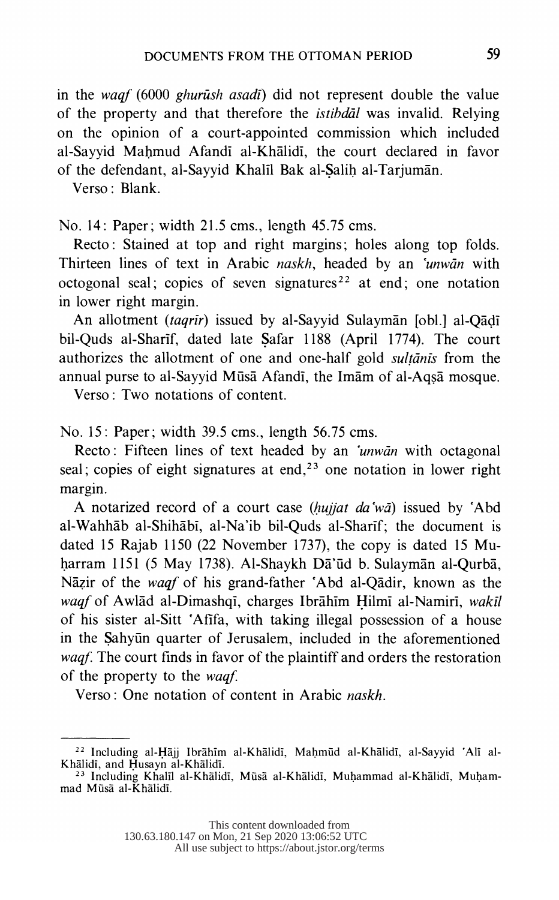in the *waqf* (6000 *ghurūsh asadī*) did not represent double the value of the property and that therefore the *istibdāl* was invalid. Relying on the opinion of a court-appointed commission which included al-Sayyid Maḥmud Afandī al-Khālidī, the court declared in favor of the defendant, al-Sayyid Khalīl Bak al-Ṣaliḥ al-Tarjumān.

Verso: Blank.

No. 14: Paper; width 21.5 cms., length 45.75 cms.

Recto: Stained at top and right margins; holes along top folds. Thirteen lines of text in Arabic *naskh*, headed by an *'unwān* with octogonal seal; copies of seven signatures[22] at end; one notation in lower right margin.

An allotment (*taqrīr*) issued by al-Sayyid Sulaymān [obl.] al-Qāḍī bil-Quds al-Sharīf, dated late Ṣafar 1188 (April 1774). The court authorizes the allotment of one and one-half gold *sulṭānīs* from the annual purse to al-Sayyid Mūsā Afandī, the Imām of al-Aqṣā mosque.

Verso: Two notations of content.

No. 15: Paper; width 39.5 cms., length 56.75 cms.

Recto: Fifteen lines of text headed by an *'unwān* with octagonal seal; copies of eight signatures at end,[23] one notation in lower right margin.

A notarized record of a court case (*ḥujjat da'wā*) issued by 'Abd al-Wahhāb al-Shihābī, al-Na'ib bil-Quds al-Sharīf; the document is dated 15 Rajab 1150 (22 November 1737), the copy is dated 15 Muḥarram 1151 (5 May 1738). Al-Shaykh Dā'ūd b. Sulaymān al-Qurbā, Nāẓir of the *waqf* of his grand-father 'Abd al-Qādir, known as the *waqf* of Awlād al-Dimashqī, charges Ibrāhīm Ḥilmī al-Namirī, *wakīl* of his sister al-Sitt 'Afīfa, with taking illegal possession of a house in the Ṣahyūn quarter of Jerusalem, included in the aforementioned *waqf*. The court finds in favor of the plaintiff and orders the restoration of the property to the *waqf*.

Verso: One notation of content in Arabic *naskh*.

---

[22] Including al-Ḥājj Ibrāhīm al-Khālidī, Maḥmūd al-Khālidī, al-Sayyid 'Alī al-Khālidī, and Ḥusayn al-Khālidī.

[23] Including Khalīl al-Khālidī, Mūsā al-Khālidī, Muḥammad al-Khālidī, Muḥammad Mūsā al-Khālidī.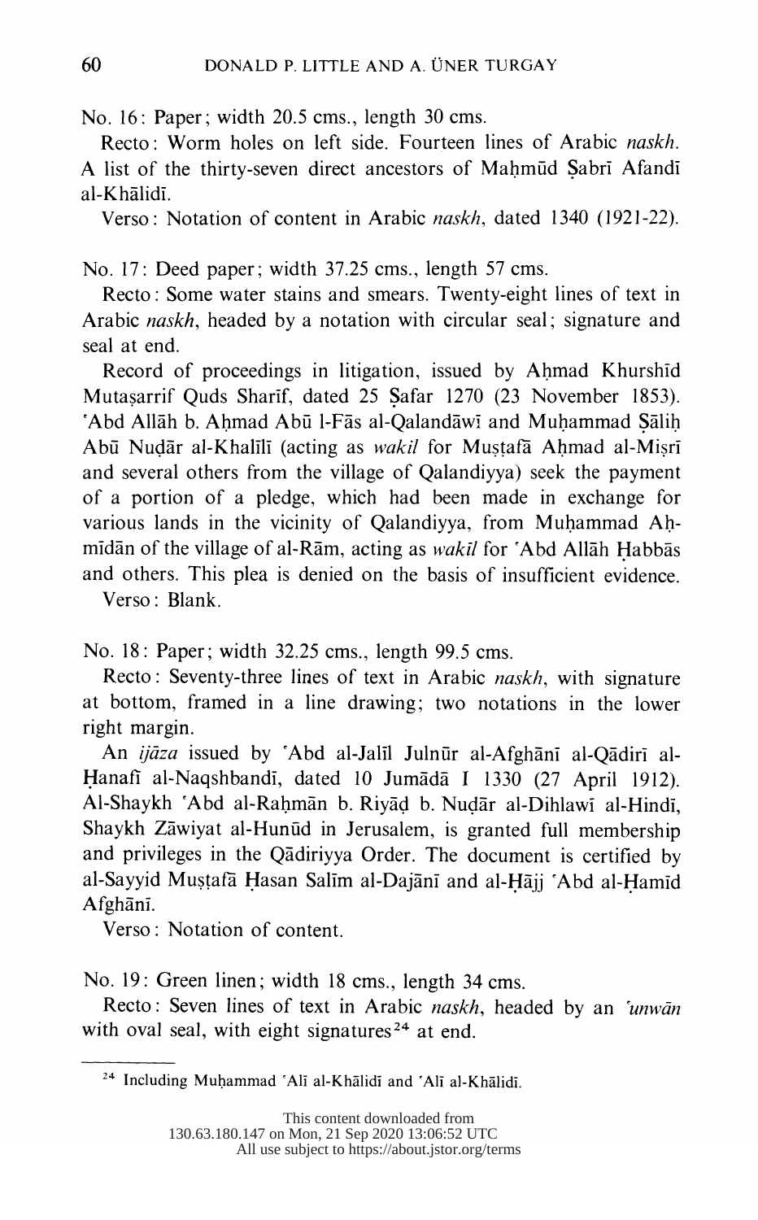No. 16: Paper; width 20.5 cms., length 30 cms.

Recto: Worm holes on left side. Fourteen lines of Arabic *naskh*. A list of the thirty-seven direct ancestors of Maḥmūd Ṣabrī Afandī al-Khālidī.

Verso: Notation of content in Arabic *naskh*, dated 1340 (1921-22).

No. 17: Deed paper; width 37.25 cms., length 57 cms.

Recto: Some water stains and smears. Twenty-eight lines of text in Arabic *naskh*, headed by a notation with circular seal; signature and seal at end.

Record of proceedings in litigation, issued by Aḥmad Khurshīd Mutaṣarrif Quds Sharīf, dated 25 Ṣafar 1270 (23 November 1853). ʿAbd Allāh b. Aḥmad Abū l-Fās al-Qalandāwī and Muḥammad Ṣāliḥ Abū Nuḍār al-Khalīlī (acting as *wakīl* for Muṣṭafā Aḥmad al-Miṣrī and several others from the village of Qalandiyya) seek the payment of a portion of a pledge, which had been made in exchange for various lands in the vicinity of Qalandiyya, from Muḥammad Aḥmīdān of the village of al-Rām, acting as *wakīl* for ʿAbd Allāh Ḥabbās and others. This plea is denied on the basis of insufficient evidence.

Verso: Blank.

No. 18: Paper; width 32.25 cms., length 99.5 cms.

Recto: Seventy-three lines of text in Arabic *naskh*, with signature at bottom, framed in a line drawing; two notations in the lower right margin.

An *ijāza* issued by ʿAbd al-Jalīl Julnūr al-Afghānī al-Qādirī al-Ḥanafī al-Naqshbandī, dated 10 Jumādā I 1330 (27 April 1912). Al-Shaykh ʿAbd al-Raḥmān b. Riyāḍ b. Nuḍār al-Dihlawī al-Hindī, Shaykh Zāwiyat al-Hunūd in Jerusalem, is granted full membership and privileges in the Qādiriyya Order. The document is certified by al-Sayyid Muṣṭafā Ḥasan Salīm al-Dajānī and al-Ḥājj ʿAbd al-Ḥamīd Afghānī.

Verso: Notation of content.

No. 19: Green linen; width 18 cms., length 34 cms.

Recto: Seven lines of text in Arabic *naskh*, headed by an *ʿunwān* with oval seal, with eight signatures[24] at end.

[24] Including Muḥammad ʿAlī al-Khālidī and ʿAlī al-Khālidī.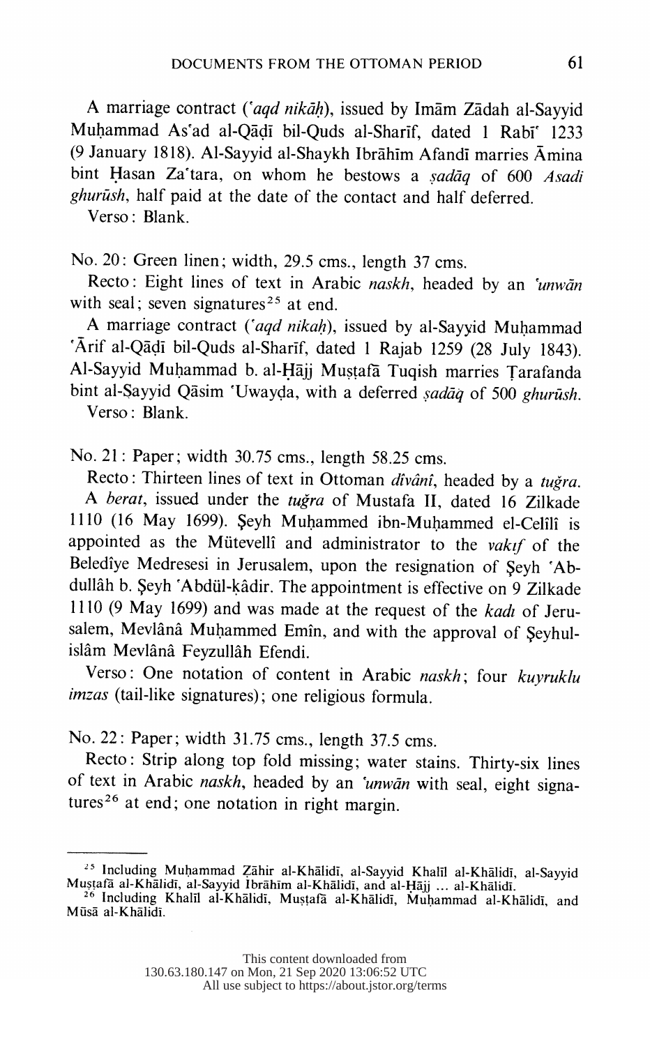A marriage contract (*'aqd nikāḥ*), issued by Imām Zādah al-Sayyid Muḥammad As'ad al-Qāḍī bil-Quds al-Sharīf, dated 1 Rabī' 1233 (9 January 1818). Al-Sayyid al-Shaykh Ibrāhīm Afandī marries Āmina bint Ḥasan Za'tara, on whom he bestows a *ṣadāq* of 600 *Asadi ghurūsh*, half paid at the date of the contact and half deferred.

Verso: Blank.

No. 20: Green linen; width, 29.5 cms., length 37 cms.

Recto: Eight lines of text in Arabic *naskh*, headed by an *'unwān* with seal; seven signatures[25] at end.

A marriage contract (*'aqd nikaḥ*), issued by al-Sayyid Muḥammad 'Ārif al-Qāḍī bil-Quds al-Sharīf, dated 1 Rajab 1259 (28 July 1843). Al-Sayyid Muḥammad b. al-Ḥājj Muṣṭafā Tuqish marries Ṭarafanda bint al-Ṣayyid Qāsim 'Uwayḍa, with a deferred *ṣadāq* of 500 *ghurūsh*.

Verso: Blank.

No. 21: Paper; width 30.75 cms., length 58.25 cms.

Recto: Thirteen lines of text in Ottoman *dîvânî*, headed by a *tuğra*.

A *berat*, issued under the *tuğra* of Mustafa II, dated 16 Zilkade 1110 (16 May 1699). Şeyh Muḥammed ibn-Muḥammed el-Celîlî is appointed as the Mütevellî and administrator to the *vakıf* of the Belediye Medresesi in Jerusalem, upon the resignation of Şeyh 'Abdullâh b. Şeyh 'Abdül-ḳâdir. The appointment is effective on 9 Zilkade 1110 (9 May 1699) and was made at the request of the *kadı* of Jerusalem, Mevlânâ Muḥammed Emîn, and with the approval of Şeyhul-islâm Mevlânâ Feyzullâh Efendi.

Verso: One notation of content in Arabic *naskh*; four *kuyruklu imzas* (tail-like signatures); one religious formula.

No. 22: Paper; width 31.75 cms., length 37.5 cms.

Recto: Strip along top fold missing; water stains. Thirty-six lines of text in Arabic *naskh*, headed by an *'unwān* with seal, eight signatures[26] at end; one notation in right margin.

---

[25] Including Muḥammad Ẓāhir al-Khālidī, al-Sayyid Khalīl al-Khālidī, al-Sayyid Muṣṭafā al-Khālidī, al-Sayyid Ibrāhīm al-Khālidī, and al-Ḥājj ... al-Khālidī.

[26] Including Khalīl al-Khālidī, Muṣṭafā al-Khālidī, Muḥammad al-Khālidī, and Mūsā al-Khālidī.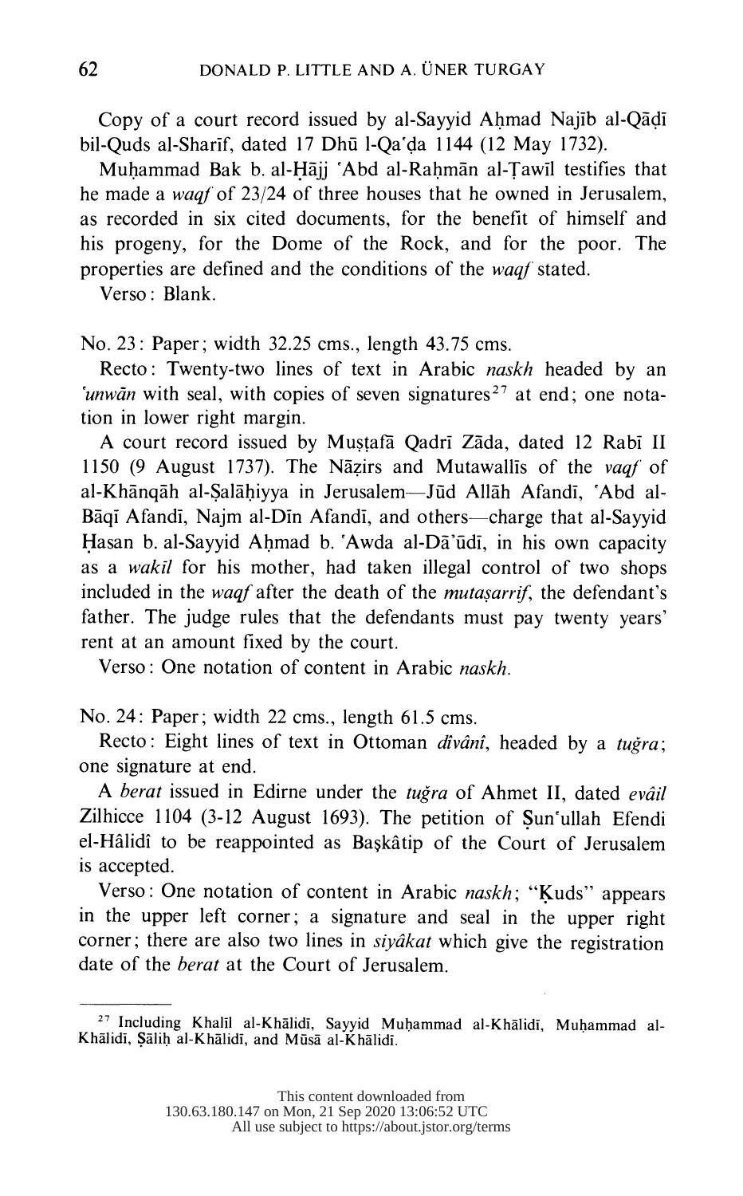Copy of a court record issued by al-Sayyid Aḥmad Najīb al-Qāḍī bil-Quds al-Sharīf, dated 17 Dhū l-Qa'da 1144 (12 May 1732).

Muḥammad Bak b. al-Ḥājj 'Abd al-Raḥmān al-Ṭawīl testifies that he made a *waqf* of 23/24 of three houses that he owned in Jerusalem, as recorded in six cited documents, for the benefit of himself and his progeny, for the Dome of the Rock, and for the poor. The properties are defined and the conditions of the *waqf* stated.

Verso: Blank.

No. 23: Paper; width 32.25 cms., length 43.75 cms.

Recto: Twenty-two lines of text in Arabic *naskh* headed by an *'unwān* with seal, with copies of seven signatures[27] at end; one notation in lower right margin.

A court record issued by Muṣṭafā Qadrī Zāda, dated 12 Rabī II 1150 (9 August 1737). The Nāẓirs and Mutawallīs of the *vaqf* of al-Khānqāh al-Ṣalāḥiyya in Jerusalem—Jūd Allāh Afandī, 'Abd al-Bāqī Afandī, Najm al-Dīn Afandī, and others—charge that al-Sayyid Ḥasan b. al-Sayyid Aḥmad b. 'Awda al-Dā'ūdī, in his own capacity as a *wakīl* for his mother, had taken illegal control of two shops included in the *waqf* after the death of the *mutaṣarrif*, the defendant's father. The judge rules that the defendants must pay twenty years' rent at an amount fixed by the court.

Verso: One notation of content in Arabic *naskh*.

No. 24: Paper; width 22 cms., length 61.5 cms.

Recto: Eight lines of text in Ottoman *dîvânî*, headed by a *tuğra*; one signature at end.

A *berat* issued in Edirne under the *tuğra* of Ahmet II, dated *evâil* Zilhicce 1104 (3-12 August 1693). The petition of Ṣun'ullah Efendi el-Hâlidî to be reappointed as Başkâtip of the Court of Jerusalem is accepted.

Verso: One notation of content in Arabic *naskh*; "Ḳuds" appears in the upper left corner; a signature and seal in the upper right corner; there are also two lines in *siyâkat* which give the registration date of the *berat* at the Court of Jerusalem.

---

[27] Including Khalīl al-Khālidī, Sayyid Muḥammad al-Khālidī, Muḥammad al-Khālidī, Ṣāliḥ al-Khālidī, and Mūsā al-Khālidī.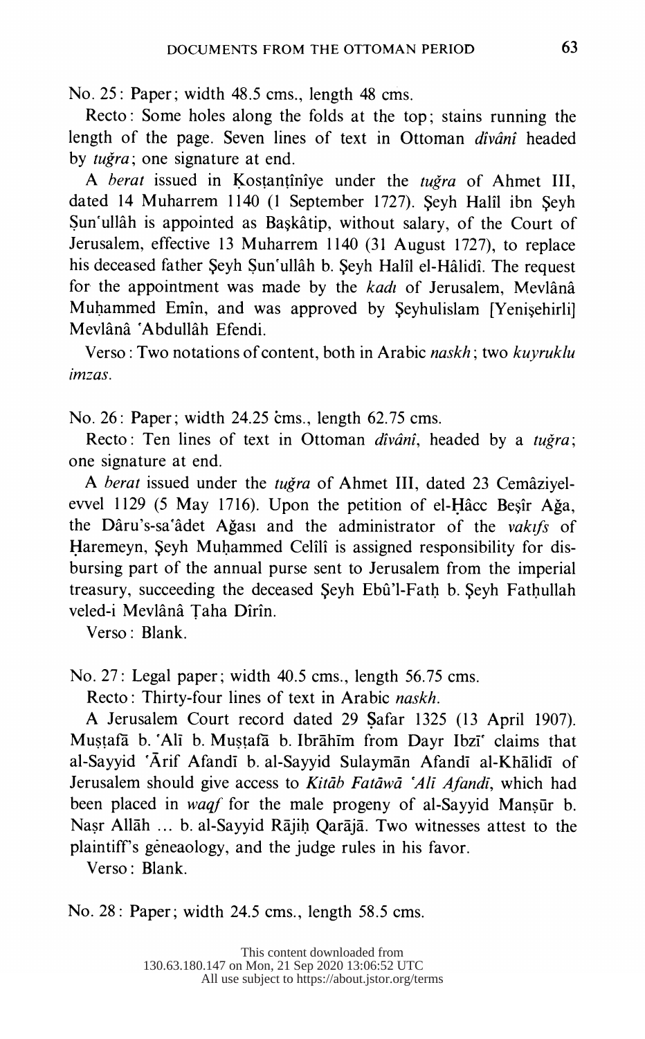No. 25: Paper; width 48.5 cms., length 48 cms.

Recto: Some holes along the folds at the top; stains running the length of the page. Seven lines of text in Ottoman *dîvânî* headed by *tuğra*; one signature at end.

A *berat* issued in Ḳosṭanṭînîye under the *tuğra* of Ahmet III, dated 14 Muharrem 1140 (1 September 1727). Şeyh Halîl ibn Şeyh Ṣun'ullâh is appointed as Başkâtip, without salary, of the Court of Jerusalem, effective 13 Muharrem 1140 (31 August 1727), to replace his deceased father Şeyh Ṣun'ullâh b. Şeyh Halîl el-Hâlidî. The request for the appointment was made by the *kadı* of Jerusalem, Mevlânâ Muḥammed Emîn, and was approved by Şeyhulislam [Yenişehirli] Mevlânâ 'Abdullâh Efendi.

Verso: Two notations of content, both in Arabic *naskh*; two *kuyruklu imzas*.

No. 26: Paper; width 24.25 cms., length 62.75 cms.

Recto: Ten lines of text in Ottoman *dîvânî*, headed by a *tuğra*; one signature at end.

A *berat* issued under the *tuğra* of Ahmet III, dated 23 Cemâziyel-evvel 1129 (5 May 1716). Upon the petition of el-Ḥâcc Beşîr Ağa, the Dâru's-sa'âdet Ağası and the administrator of the *vakıfs* of Ḥaremeyn, Şeyh Muḥammed Celîlî is assigned responsibility for disbursing part of the annual purse sent to Jerusalem from the imperial treasury, succeeding the deceased Şeyh Ebû'l-Fatḥ b. Şeyh Fatḥullah veled-i Mevlânâ Ṭaha Dîrîn.

Verso: Blank.

No. 27: Legal paper; width 40.5 cms., length 56.75 cms.

Recto: Thirty-four lines of text in Arabic *naskh*.

A Jerusalem Court record dated 29 Ṣafar 1325 (13 April 1907). Muṣṭafā b. 'Alī b. Muṣṭafā b. Ibrāhīm from Dayr Ibzī' claims that al-Sayyid 'Ārif Afandī b. al-Sayyid Sulaymān Afandī al-Khālidī of Jerusalem should give access to *Kitāb Fatāwā 'Alī Afandī*, which had been placed in *waqf* for the male progeny of al-Sayyid Manṣūr b. Naṣr Allāh ... b. al-Sayyid Rājiḥ Qarājā. Two witnesses attest to the plaintiff's geneaology, and the judge rules in his favor.

Verso: Blank.

No. 28: Paper; width 24.5 cms., length 58.5 cms.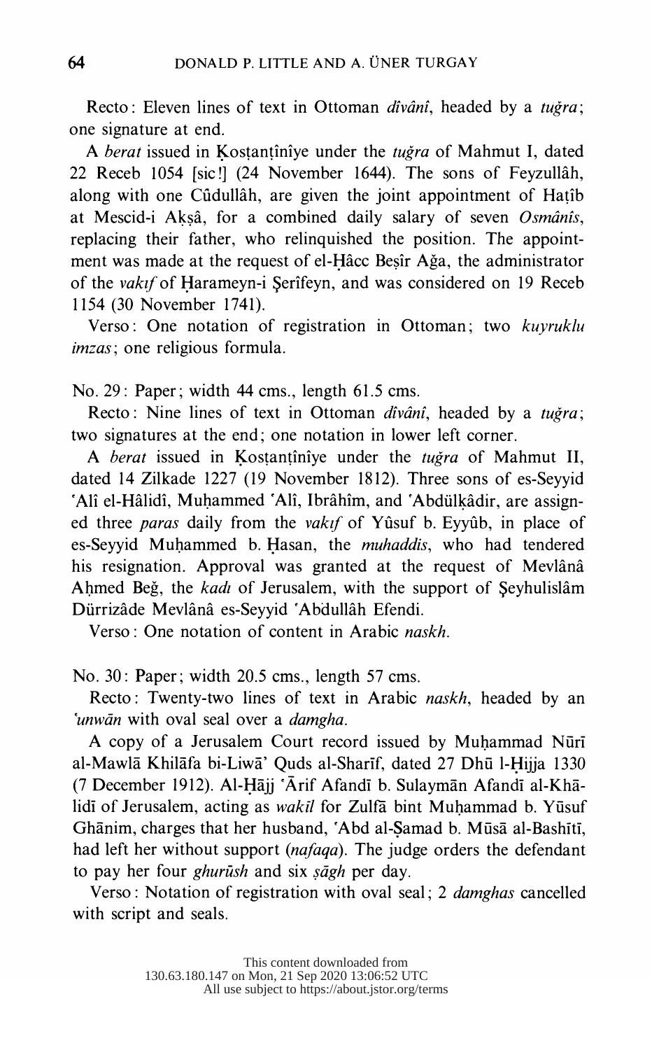Recto: Eleven lines of text in Ottoman *dîvânî*, headed by a *tuğra*; one signature at end.

A *berat* issued in Ḳosṭanṭînîye under the *tuğra* of Mahmut I, dated 22 Receb 1054 [sic!] (24 November 1644). The sons of Feyzullâh, along with one Cûdullâh, are given the joint appointment of Haṭîb at Mescid-i Akṣâ, for a combined daily salary of seven *Osmânîs*, replacing their father, who relinquished the position. The appointment was made at the request of el-Ḥâcc Beşîr Ağa, the administrator of the *vakıf* of Ḥarameyn-i Şerîfeyn, and was considered on 19 Receb 1154 (30 November 1741).

Verso: One notation of registration in Ottoman; two *kuyruklu imzas*; one religious formula.

No. 29: Paper; width 44 cms., length 61.5 cms.

Recto: Nine lines of text in Ottoman *dîvânî*, headed by a *tuğra*; two signatures at the end; one notation in lower left corner.

A *berat* issued in Ḳosṭanṭînîye under the *tuğra* of Mahmut II, dated 14 Zilkade 1227 (19 November 1812). Three sons of es-Seyyid ʿAlî el-Hâlidî, Muḥammed ʿAlî, Ibrâhîm, and ʿAbdülḳâdir, are assigned three *paras* daily from the *vakıf* of Yûsuf b. Eyyûb, in place of es-Seyyid Muḥammed b. Ḥasan, the *muhaddis*, who had tendered his resignation. Approval was granted at the request of Mevlânâ Aḥmed Beğ, the *kadı* of Jerusalem, with the support of Şeyhulislâm Dürrizâde Mevlânâ es-Seyyid ʿAbdullâh Efendi.

Verso: One notation of content in Arabic *naskh*.

No. 30: Paper; width 20.5 cms., length 57 cms.

Recto: Twenty-two lines of text in Arabic *naskh*, headed by an *ʿunwān* with oval seal over a *damgha*.

A copy of a Jerusalem Court record issued by Muḥammad Nūrī al-Mawlā Khilāfa bi-Liwā' Quds al-Sharīf, dated 27 Dhū l-Ḥijja 1330 (7 December 1912). Al-Ḥājj ʿĀrif Afandī b. Sulaymān Afandī al-Khālidī of Jerusalem, acting as *wakīl* for Zulfā bint Muḥammad b. Yūsuf Ghānim, charges that her husband, ʿAbd al-Ṣamad b. Mūsā al-Bashītī, had left her without support (*nafaqa*). The judge orders the defendant to pay her four *ghurūsh* and six *ṣāgh* per day.

Verso: Notation of registration with oval seal; 2 *damghas* cancelled with script and seals.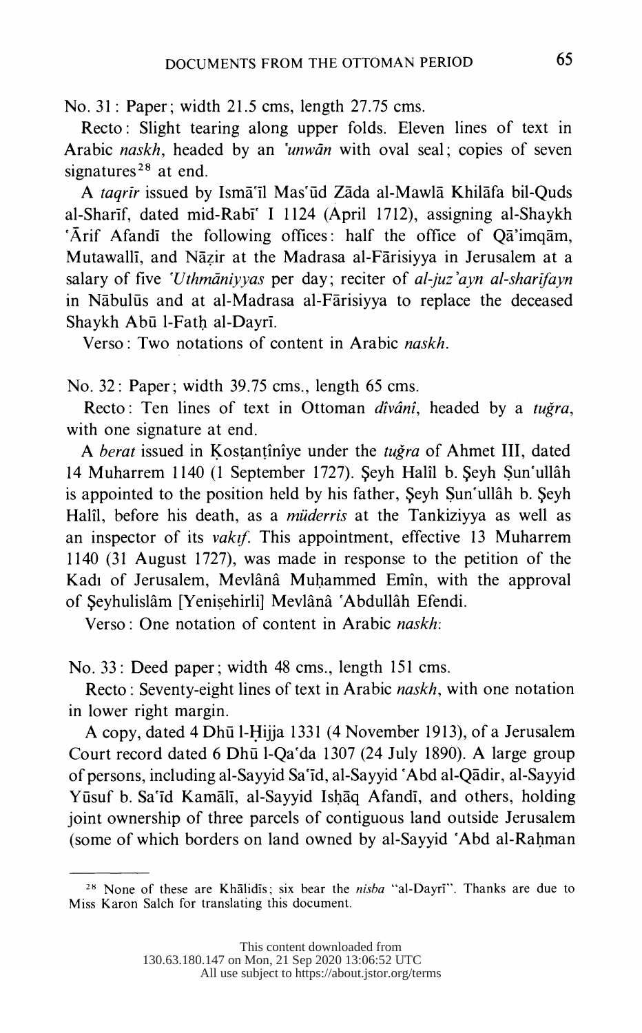No. 31: Paper; width 21.5 cms, length 27.75 cms.

Recto: Slight tearing along upper folds. Eleven lines of text in Arabic *naskh*, headed by an *'unwān* with oval seal; copies of seven signatures[28] at end.

A *taqrīr* issued by Ismā'īl Mas'ūd Zāda al-Mawlā Khilāfa bil-Quds al-Sharīf, dated mid-Rabī' I 1124 (April 1712), assigning al-Shaykh 'Ārif Afandī the following offices: half the office of Qā'imqām, Mutawallī, and Nāẓir at the Madrasa al-Fārisiyya in Jerusalem at a salary of five *'Uthmāniyyas* per day; reciter of *al-juz'ayn al-sharīfayn* in Nābulūs and at al-Madrasa al-Fārisiyya to replace the deceased Shaykh Abū l-Fatḥ al-Dayrī.

Verso: Two notations of content in Arabic *naskh*.

No. 32: Paper; width 39.75 cms., length 65 cms.

Recto: Ten lines of text in Ottoman *dîvânî*, headed by a *tuğra*, with one signature at end.

A *berat* issued in Ḳosṭanṭînîye under the *tuğra* of Ahmet III, dated 14 Muharrem 1140 (1 September 1727). Şeyh Halîl b. Şeyh Ṣun'ullâh is appointed to the position held by his father, Şeyh Ṣun'ullâh b. Şeyh Halîl, before his death, as a *müderris* at the Tankiziyya as well as an inspector of its *vakıf*. This appointment, effective 13 Muharrem 1140 (31 August 1727), was made in response to the petition of the Kadı of Jerusalem, Mevlânâ Muḥammed Emîn, with the approval of Şeyhulislâm [Yenişehirli] Mevlânâ 'Abdullâh Efendi.

Verso: One notation of content in Arabic *naskh*:

No. 33: Deed paper; width 48 cms., length 151 cms.

Recto: Seventy-eight lines of text in Arabic *naskh*, with one notation in lower right margin.

A copy, dated 4 Dhū l-Ḥijja 1331 (4 November 1913), of a Jerusalem Court record dated 6 Dhū l-Qa'da 1307 (24 July 1890). A large group of persons, including al-Sayyid Sa'īd, al-Sayyid 'Abd al-Qādir, al-Sayyid Yūsuf b. Sa'īd Kamālī, al-Sayyid Isḥāq Afandī, and others, holding joint ownership of three parcels of contiguous land outside Jerusalem (some of which borders on land owned by al-Sayyid 'Abd al-Raḥman

---

[28] None of these are Khālidīs; six bear the *nisba* "al-Dayrī". Thanks are due to Miss Karon Salch for translating this document.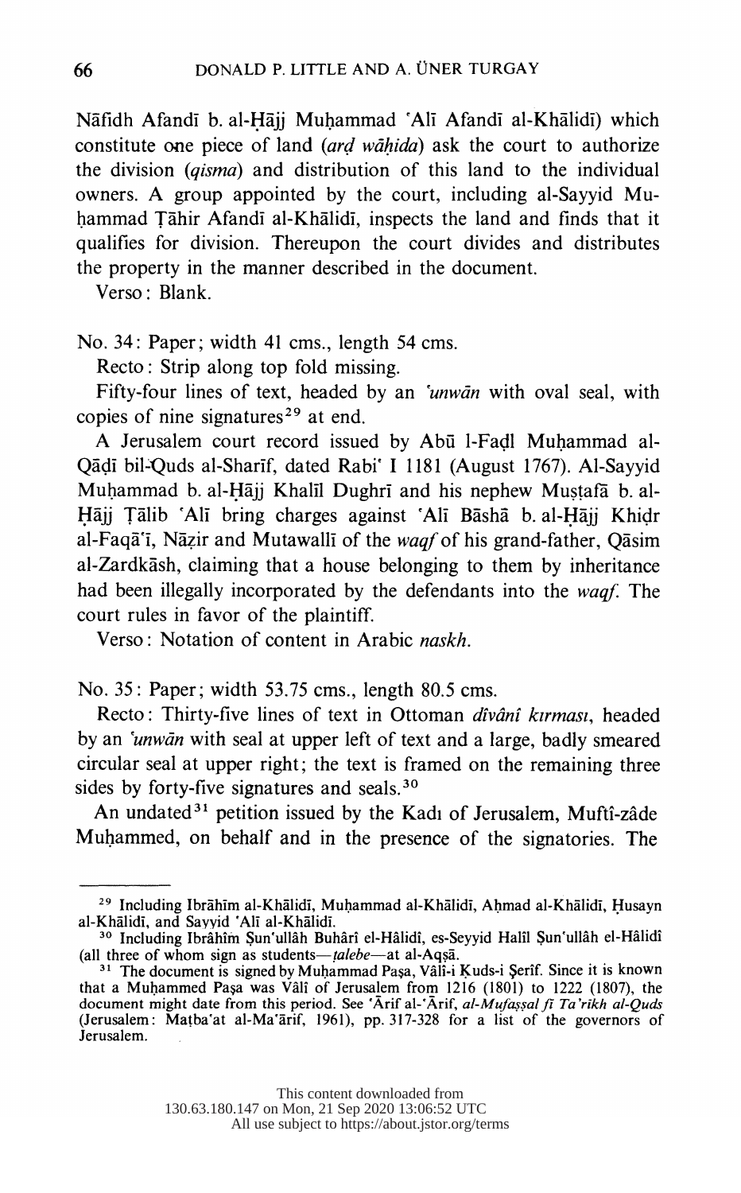Nāfidh Afandī b. al-Ḥājj Muḥammad ʿAlī Afandī al-Khālidī) which constitute one piece of land (*arḍ wāḥida*) ask the court to authorize the division (*qisma*) and distribution of this land to the individual owners. A group appointed by the court, including al-Sayyid Muḥammad Ṭāhir Afandī al-Khālidī, inspects the land and finds that it qualifies for division. Thereupon the court divides and distributes the property in the manner described in the document.

Verso: Blank.

No. 34: Paper; width 41 cms., length 54 cms.

Recto: Strip along top fold missing.

Fifty-four lines of text, headed by an *ʿunwān* with oval seal, with copies of nine signatures[29] at end.

A Jerusalem court record issued by Abū l-Faḍl Muḥammad al-Qāḍī bil-Quds al-Sharīf, dated Rabīʿ I 1181 (August 1767). Al-Sayyid Muḥammad b. al-Ḥājj Khalīl Dughrī and his nephew Muṣṭafā b. al-Ḥājj Ṭālib ʿAlī bring charges against ʿAlī Bāshā b. al-Ḥājj Khiḍr al-Faqāʿī, Nāẓir and Mutawallī of the *waqf* of his grand-father, Qāsim al-Zardkāsh, claiming that a house belonging to them by inheritance had been illegally incorporated by the defendants into the *waqf*. The court rules in favor of the plaintiff.

Verso: Notation of content in Arabic *naskh*.

No. 35: Paper; width 53.75 cms., length 80.5 cms.

Recto: Thirty-five lines of text in Ottoman *dîvânî kırması*, headed by an *ʿunwān* with seal at upper left of text and a large, badly smeared circular seal at upper right; the text is framed on the remaining three sides by forty-five signatures and seals.[30]

An undated[31] petition issued by the Kadı of Jerusalem, Muftî-zâde Muḥammed, on behalf and in the presence of the signatories. The

---

[29] Including Ibrāhīm al-Khālidī, Muḥammad al-Khālidī, Aḥmad al-Khālidī, Ḥusayn al-Khālidī, and Sayyid ʿAlī al-Khālidī.

[30] Including Ibrâhîm Şunʿullâh Buhârî el-Hâlidî, es-Seyyid Halîl Şunʿullâh el-Hâlidî (all three of whom sign as students—*ṭalebe*—at al-Aqṣā.

[31] The document is signed by Muḥammad Paşa, Vâlî-i Ḳuds-i Şerîf. Since it is known that a Muḥammed Paşa was Vâlî of Jerusalem from 1216 (1801) to 1222 (1807), the document might date from this period. See ʿĀrif al-ʿĀrif, *al-Mufaṣṣal fī Taʾrīkh al-Quds* (Jerusalem: Maṭbaʿat al-Maʿārif, 1961), pp. 317-328 for a list of the governors of Jerusalem.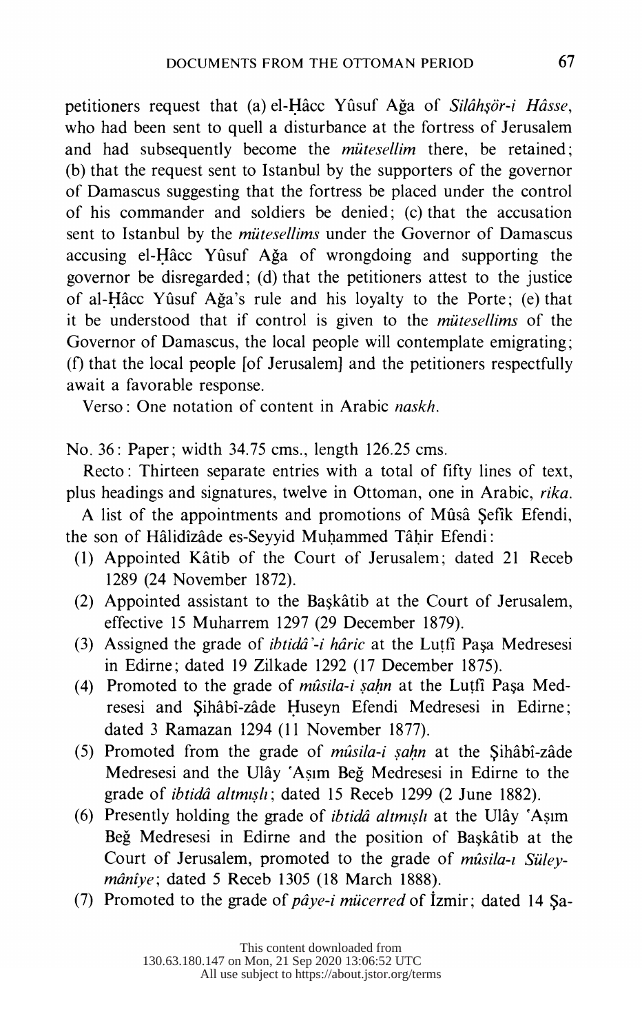petitioners request that (a) el-Ḥâcc Yûsuf Ağa of *Silâhşör-i Hâsse*, who had been sent to quell a disturbance at the fortress of Jerusalem and had subsequently become the *mütesellim* there, be retained; (b) that the request sent to Istanbul by the supporters of the governor of Damascus suggesting that the fortress be placed under the control of his commander and soldiers be denied; (c) that the accusation sent to Istanbul by the *mütesellims* under the Governor of Damascus accusing el-Ḥâcc Yûsuf Ağa of wrongdoing and supporting the governor be disregarded; (d) that the petitioners attest to the justice of al-Ḥâcc Yûsuf Ağa's rule and his loyalty to the Porte; (e) that it be understood that if control is given to the *mütesellims* of the Governor of Damascus, the local people will contemplate emigrating; (f) that the local people [of Jerusalem] and the petitioners respectfully await a favorable response.

Verso: One notation of content in Arabic *naskh*.

No. 36: Paper; width 34.75 cms., length 126.25 cms.

Recto: Thirteen separate entries with a total of fifty lines of text, plus headings and signatures, twelve in Ottoman, one in Arabic, *rika*.

A list of the appointments and promotions of Mûsâ Şefîk Efendi, the son of Hâlidîzâde es-Seyyid Muḥammed Tâḥir Efendi:

1. Appointed Kâtib of the Court of Jerusalem; dated 21 Receb 1289 (24 November 1872).
2. Appointed assistant to the Başkâtib at the Court of Jerusalem, effective 15 Muharrem 1297 (29 December 1879).
3. Assigned the grade of *ibtidâ'-i hâric* at the Luṭfî Paşa Medresesi in Edirne; dated 19 Zilkade 1292 (17 December 1875).
4. Promoted to the grade of *mûsila-i ṣaḥn* at the Luṭfî Paşa Medresesi and Şihâbî-zâde Ḥuseyn Efendi Medresesi in Edirne; dated 3 Ramazan 1294 (11 November 1877).
5. Promoted from the grade of *mûsila-i ṣaḥn* at the Şihâbî-zâde Medresesi and the Ulây 'Aṣım Beğ Medresesi in Edirne to the grade of *ibtidâ altmışlı*; dated 15 Receb 1299 (2 June 1882).
6. Presently holding the grade of *ibtidâ altmışlı* at the Ulây 'Aṣım Beğ Medresesi in Edirne and the position of Başkâtib at the Court of Jerusalem, promoted to the grade of *mûsila-ı Süleymânîye*; dated 5 Receb 1305 (18 March 1888).
7. Promoted to the grade of *pâye-i mücerred* of İzmir; dated 14 Şa-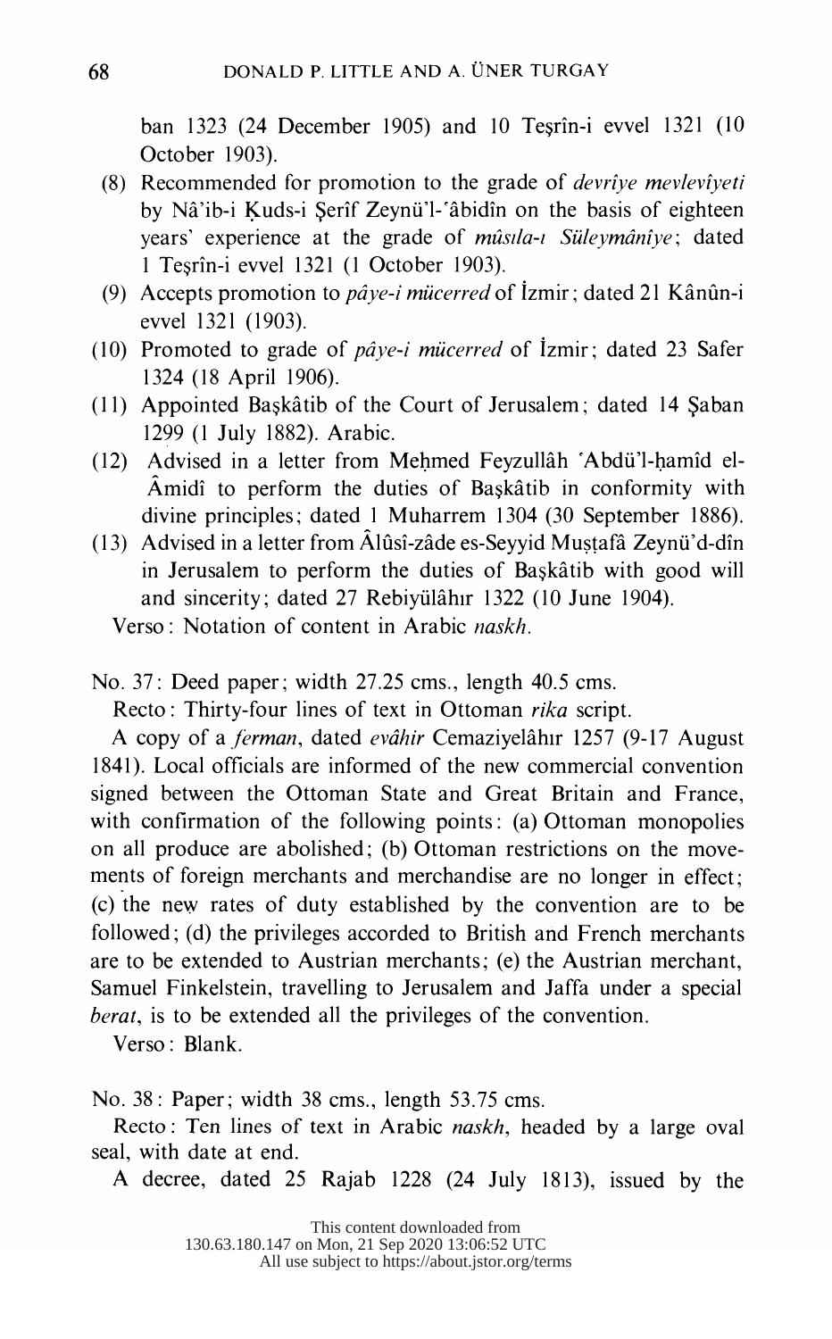ban 1323 (24 December 1905) and 10 Teşrîn-i evvel 1321 (10 October 1903).

(8) Recommended for promotion to the grade of *devrîye mevlevîyeti* by Nâ'ib-i Ḳuds-i Şerîf Zeynü'l-ʿâbidîn on the basis of eighteen years' experience at the grade of *mûsıla-ı Süleymânîye*; dated 1 Teşrîn-i evvel 1321 (1 October 1903).

(9) Accepts promotion to *pâye-i mücerred* of İzmir; dated 21 Kânûn-i evvel 1321 (1903).

(10) Promoted to grade of *pâye-i mücerred* of İzmir; dated 23 Safer 1324 (18 April 1906).

(11) Appointed Başkâtib of the Court of Jerusalem; dated 14 Şaban 1299 (1 July 1882). Arabic.

(12) Advised in a letter from Meḥmed Feyzullâh ʿAbdü'l-ḥamîd el-Âmidî to perform the duties of Başkâtib in conformity with divine principles; dated 1 Muharrem 1304 (30 September 1886).

(13) Advised in a letter from Âlûsî-zâde es-Seyyid Muṣṭafâ Zeynü'd-dîn in Jerusalem to perform the duties of Başkâtib with good will and sincerity; dated 27 Rebiyülâhır 1322 (10 June 1904).

Verso: Notation of content in Arabic *naskh*.

No. 37: Deed paper; width 27.25 cms., length 40.5 cms.

Recto: Thirty-four lines of text in Ottoman *rika* script.

A copy of a *ferman*, dated *evâhir* Cemaziyelâhır 1257 (9-17 August 1841). Local officials are informed of the new commercial convention signed between the Ottoman State and Great Britain and France, with confirmation of the following points: (a) Ottoman monopolies on all produce are abolished; (b) Ottoman restrictions on the movements of foreign merchants and merchandise are no longer in effect; (c) the new rates of duty established by the convention are to be followed; (d) the privileges accorded to British and French merchants are to be extended to Austrian merchants; (e) the Austrian merchant, Samuel Finkelstein, travelling to Jerusalem and Jaffa under a special *berat*, is to be extended all the privileges of the convention.

Verso: Blank.

No. 38: Paper; width 38 cms., length 53.75 cms.

Recto: Ten lines of text in Arabic *naskh*, headed by a large oval seal, with date at end.

A decree, dated 25 Rajab 1228 (24 July 1813), issued by the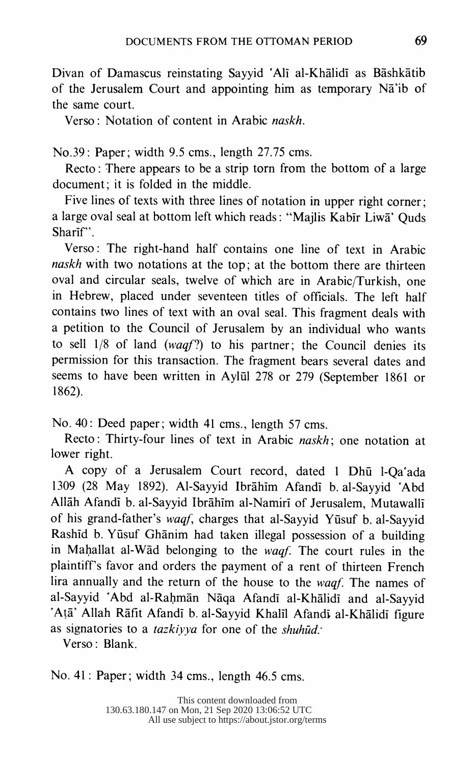Divan of Damascus reinstating Sayyid ʿAlī al-Khālidī as Bāshkātib of the Jerusalem Court and appointing him as temporary Nāʾib of the same court.

Verso: Notation of content in Arabic *naskh*.

No. 39: Paper; width 9.5 cms., length 27.75 cms.

Recto: There appears to be a strip torn from the bottom of a large document; it is folded in the middle.

Five lines of texts with three lines of notation in upper right corner; a large oval seal at bottom left which reads: "Majlis Kabīr Liwāʾ Quds Sharīf".

Verso: The right-hand half contains one line of text in Arabic *naskh* with two notations at the top; at the bottom there are thirteen oval and circular seals, twelve of which are in Arabic/Turkish, one in Hebrew, placed under seventeen titles of officials. The left half contains two lines of text with an oval seal. This fragment deals with a petition to the Council of Jerusalem by an individual who wants to sell 1/8 of land (*waqf*?) to his partner; the Council denies its permission for this transaction. The fragment bears several dates and seems to have been written in Aylūl 278 or 279 (September 1861 or 1862).

No. 40: Deed paper; width 41 cms., length 57 cms.

Recto: Thirty-four lines of text in Arabic *naskh*; one notation at lower right.

A copy of a Jerusalem Court record, dated 1 Dhū l-Qaʿada 1309 (28 May 1892). Al-Sayyid Ibrāhīm Afandī b. al-Sayyid ʿAbd Allāh Afandī b. al-Sayyid Ibrāhīm al-Namirī of Jerusalem, Mutawallī of his grand-father's *waqf*, charges that al-Sayyid Yūsuf b. al-Sayyid Rashīd b. Yūsuf Ghānim had taken illegal possession of a building in Maḥallat al-Wād belonging to the *waqf*. The court rules in the plaintiff's favor and orders the payment of a rent of thirteen French lira annually and the return of the house to the *waqf*. The names of al-Sayyid ʿAbd al-Raḥmān Nāqa Afandī al-Khālidī and al-Sayyid ʿAṭāʾ Allah Rāfit Afandī b. al-Sayyid Khalīl Afandī al-Khālidī figure as signatories to a *tazkiyya* for one of the *shuhūd*.

Verso: Blank.

No. 41: Paper; width 34 cms., length 46.5 cms.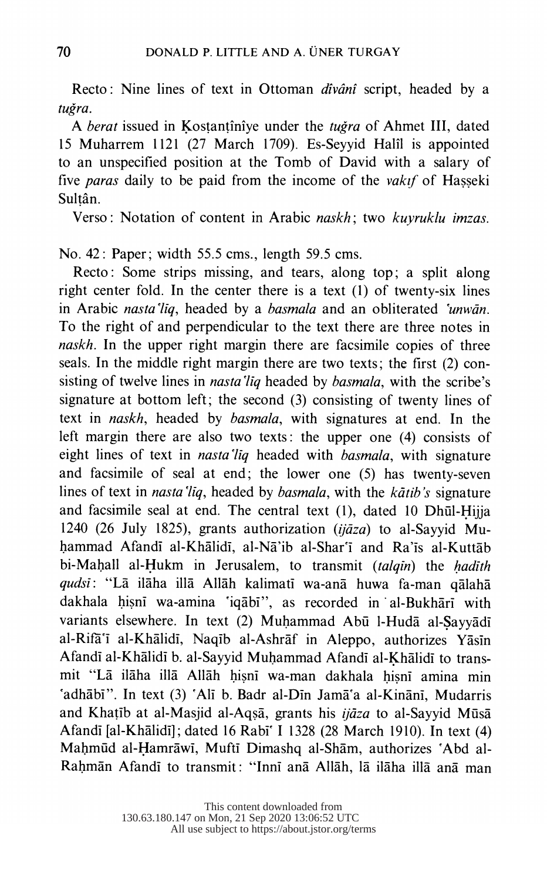Recto: Nine lines of text in Ottoman *dîvânî* script, headed by a *tuğra*.

A *berat* issued in Ḳosṭanṭînîye under the *tuğra* of Ahmet III, dated 15 Muharrem 1121 (27 March 1709). Es-Seyyid Halîl is appointed to an unspecified position at the Tomb of David with a salary of five *paras* daily to be paid from the income of the *vakıf* of Haṣṣeki Sulṭân.

Verso: Notation of content in Arabic *naskh*; two *kuyruklu imzas*.

No. 42: Paper; width 55.5 cms., length 59.5 cms.

Recto: Some strips missing, and tears, along top; a split along right center fold. In the center there is a text (1) of twenty-six lines in Arabic *nasta'līq*, headed by a *basmala* and an obliterated *'unwān*. To the right of and perpendicular to the text there are three notes in *naskh*. In the upper right margin there are facsimile copies of three seals. In the middle right margin there are two texts; the first (2) consisting of twelve lines in *nasta'līq* headed by *basmala*, with the scribe's signature at bottom left; the second (3) consisting of twenty lines of text in *naskh*, headed by *basmala*, with signatures at end. In the left margin there are also two texts: the upper one (4) consists of eight lines of text in *nasta'līq* headed with *basmala*, with signature and facsimile of seal at end; the lower one (5) has twenty-seven lines of text in *nasta'līq*, headed by *basmala*, with the *kātib's* signature and facsimile seal at end. The central text (1), dated 10 Dhūl-Ḥijja 1240 (26 July 1825), grants authorization (*ijāza*) to al-Sayyid Muḥammad Afandī al-Khālidī, al-Nā'ib al-Shar'ī and Ra'īs al-Kuttāb bi-Maḥall al-Ḥukm in Jerusalem, to transmit (*talqīn*) the *ḥadīth qudsī*: "Lā ilāha illā Allāh kalimatī wa-anā huwa fa-man qālahā dakhala ḥiṣnī wa-amina 'iqābī", as recorded in al-Bukhārī with variants elsewhere. In text (2) Muḥammad Abū l-Hudā al-Ṣayyādī al-Rifā'ī al-Khālidī, Naqīb al-Ashrāf in Aleppo, authorizes Yāsīn Afandī al-Khālidī b. al-Sayyid Muḥammad Afandī al-Ḳhālidī to transmit "Lā ilāha illā Allāh ḥiṣnī wa-man dakhala ḥiṣnī amina min 'adhābī". In text (3) 'Alī b. Badr al-Dīn Jamā'a al-Kinānī, Mudarris and Khaṭīb at al-Masjid al-Aqṣā, grants his *ijāza* to al-Sayyid Mūsā Afandī [al-Khālidī]; dated 16 Rabī' I 1328 (28 March 1910). In text (4) Maḥmūd al-Ḥamrāwī, Muftī Dimashq al-Shām, authorizes 'Abd al-Raḥmān Afandī to transmit: "Innī anā Allāh, lā ilāha illā anā man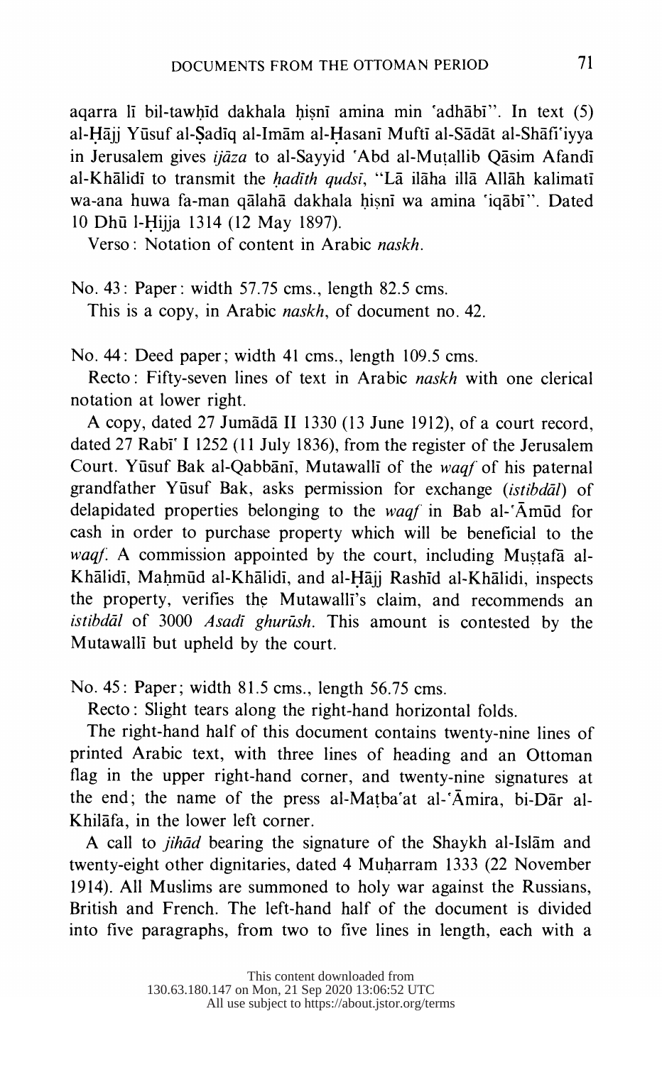aqarra lī bil-tawḥīd dakhala ḥiṣnī amina min ʿadhābī". In text (5) al-Ḥājj Yūsuf al-Ṣadīq al-Imām al-Ḥasanī Muftī al-Sādāt al-Shāfiʿiyya in Jerusalem gives *ijāza* to al-Sayyid ʿAbd al-Muṭallib Qāsim Afandī al-Khālidī to transmit the *ḥadīth qudsī*, "Lā ilāha illā Allāh kalimatī wa-ana huwa fa-man qālahā dakhala ḥiṣnī wa amina ʿiqābī". Dated 10 Dhū l-Ḥijja 1314 (12 May 1897).

Verso: Notation of content in Arabic *naskh*.

No. 43: Paper: width 57.75 cms., length 82.5 cms.

This is a copy, in Arabic *naskh*, of document no. 42.

No. 44: Deed paper; width 41 cms., length 109.5 cms.

Recto: Fifty-seven lines of text in Arabic *naskh* with one clerical notation at lower right.

A copy, dated 27 Jumādā II 1330 (13 June 1912), of a court record, dated 27 Rabīʿ I 1252 (11 July 1836), from the register of the Jerusalem Court. Yūsuf Bak al-Qabbānī, Mutawallī of the *waqf* of his paternal grandfather Yūsuf Bak, asks permission for exchange (*istibdāl*) of delapidated properties belonging to the *waqf* in Bab al-ʿĀmūd for cash in order to purchase property which will be beneficial to the *waqf*. A commission appointed by the court, including Muṣṭafā al-Khālidī, Maḥmūd al-Khālidī, and al-Ḥājj Rashīd al-Khālidi, inspects the property, verifies the Mutawallī's claim, and recommends an *istibdāl* of 3000 *Asadī ghurūsh*. This amount is contested by the Mutawallī but upheld by the court.

No. 45: Paper; width 81.5 cms., length 56.75 cms.

Recto: Slight tears along the right-hand horizontal folds.

The right-hand half of this document contains twenty-nine lines of printed Arabic text, with three lines of heading and an Ottoman flag in the upper right-hand corner, and twenty-nine signatures at the end; the name of the press al-Maṭbaʿat al-ʿĀmira, bi-Dār al-Khilāfa, in the lower left corner.

A call to *jihād* bearing the signature of the Shaykh al-Islām and twenty-eight other dignitaries, dated 4 Muḥarram 1333 (22 November 1914). All Muslims are summoned to holy war against the Russians, British and French. The left-hand half of the document is divided into five paragraphs, from two to five lines in length, each with a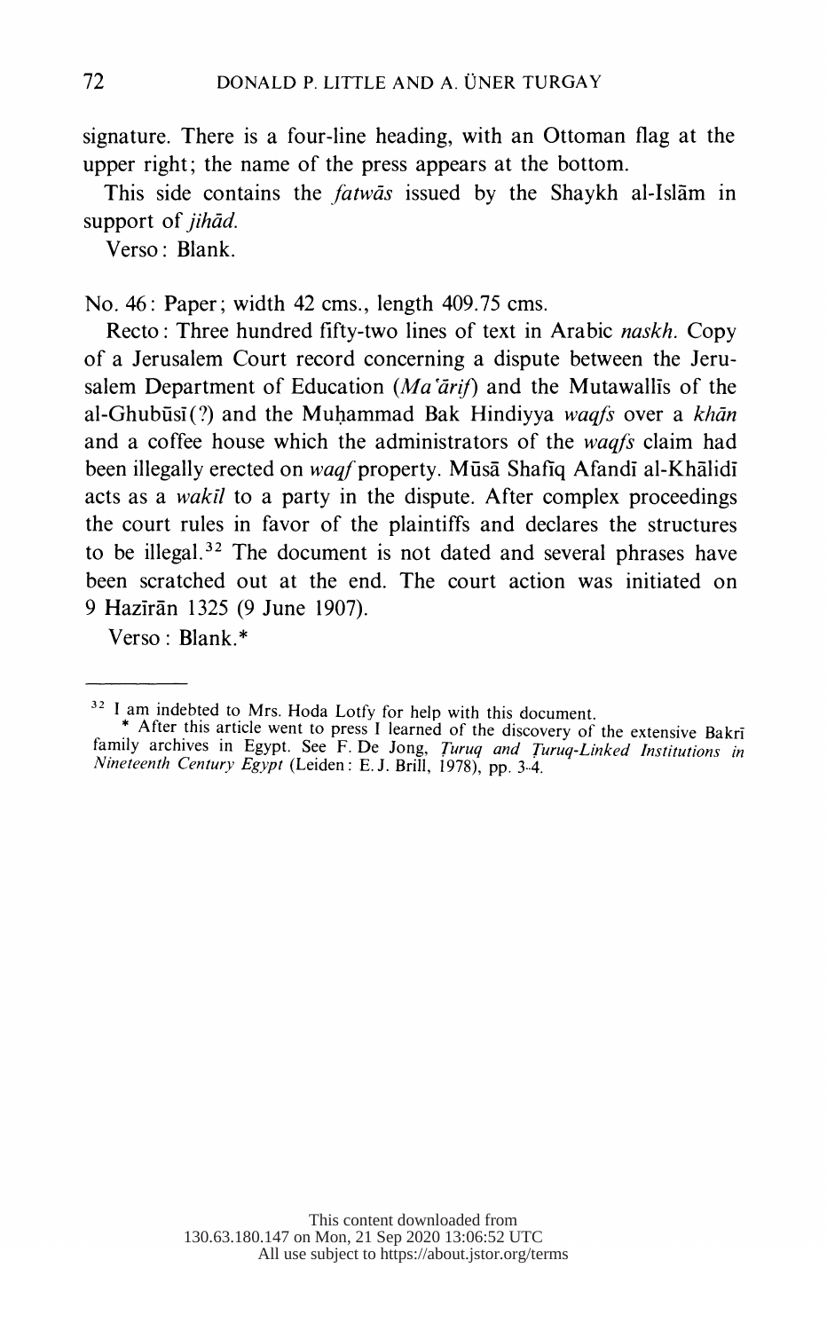signature. There is a four-line heading, with an Ottoman flag at the upper right; the name of the press appears at the bottom.

This side contains the *fatwās* issued by the Shaykh al-Islām in support of *jihād.*

Verso: Blank.

No. 46: Paper; width 42 cms., length 409.75 cms.

Recto: Three hundred fifty-two lines of text in Arabic *naskh.* Copy of a Jerusalem Court record concerning a dispute between the Jerusalem Department of Education (*Ma'ārif*) and the Mutawallīs of the al-Ghubūsī(?) and the Muḥammad Bak Hindiyya *waqfs* over a *khān* and a coffee house which the administrators of the *waqfs* claim had been illegally erected on *waqf* property. Mūsā Shafīq Afandī al-Khālidī acts as a *wakīl* to a party in the dispute. After complex proceedings the court rules in favor of the plaintiffs and declares the structures to be illegal.[32] The document is not dated and several phrases have been scratched out at the end. The court action was initiated on 9 Hazīrān 1325 (9 June 1907).

Verso: Blank.*

---

[32] I am indebted to Mrs. Hoda Lotfy for help with this document.

* After this article went to press I learned of the discovery of the extensive Bakrī family archives in Egypt. See F. De Jong, *Ṭuruq and Ṭuruq-Linked Institutions in Nineteenth Century Egypt* (Leiden: E. J. Brill, 1978), pp. 3-4.